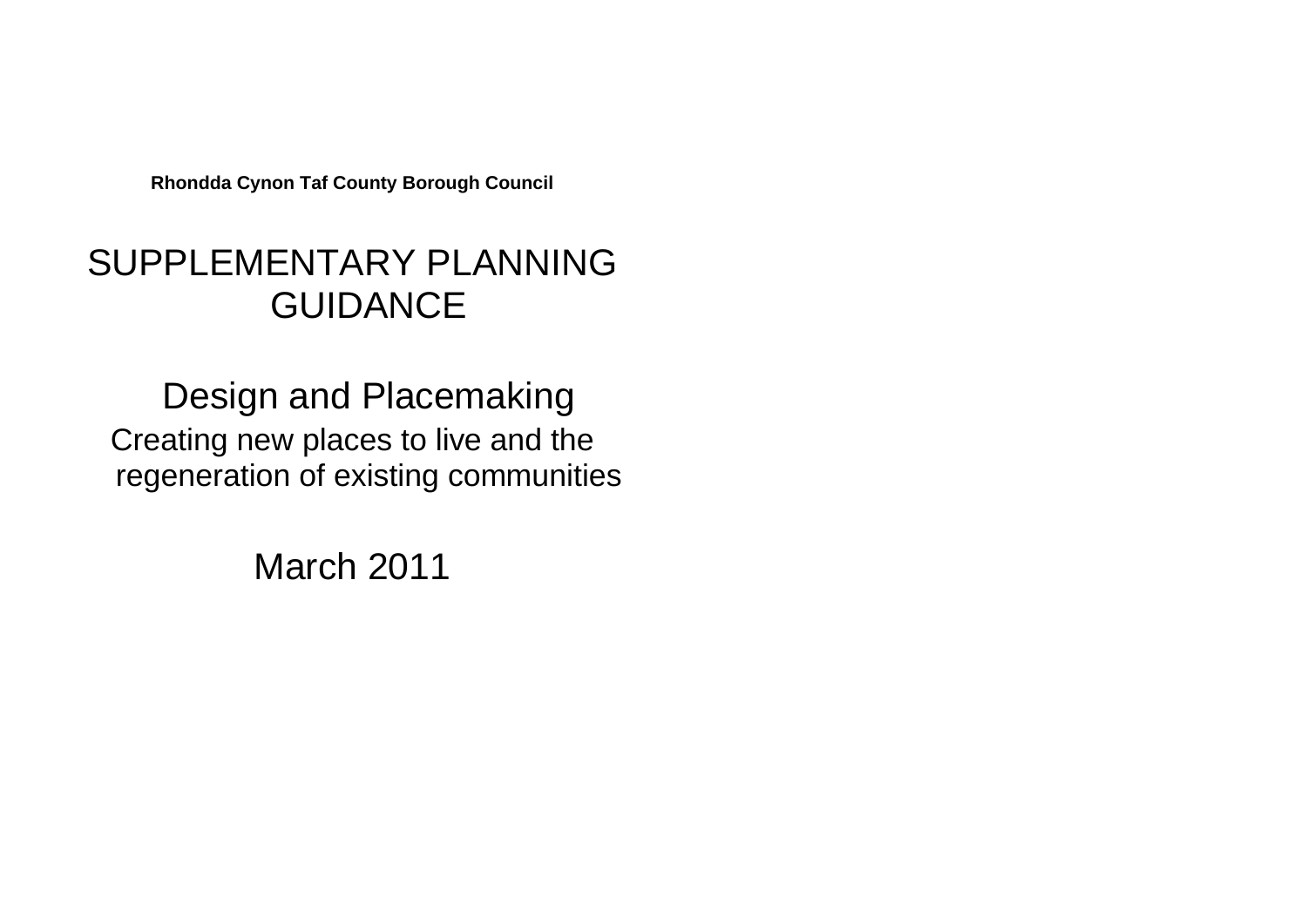**Rhondda Cynon Taf County Borough Council**

# SUPPLEMENTARY PLANNING GUIDANCE

## Design and Placemaking

Creating new places to live and the regeneration of existing communities

March 2011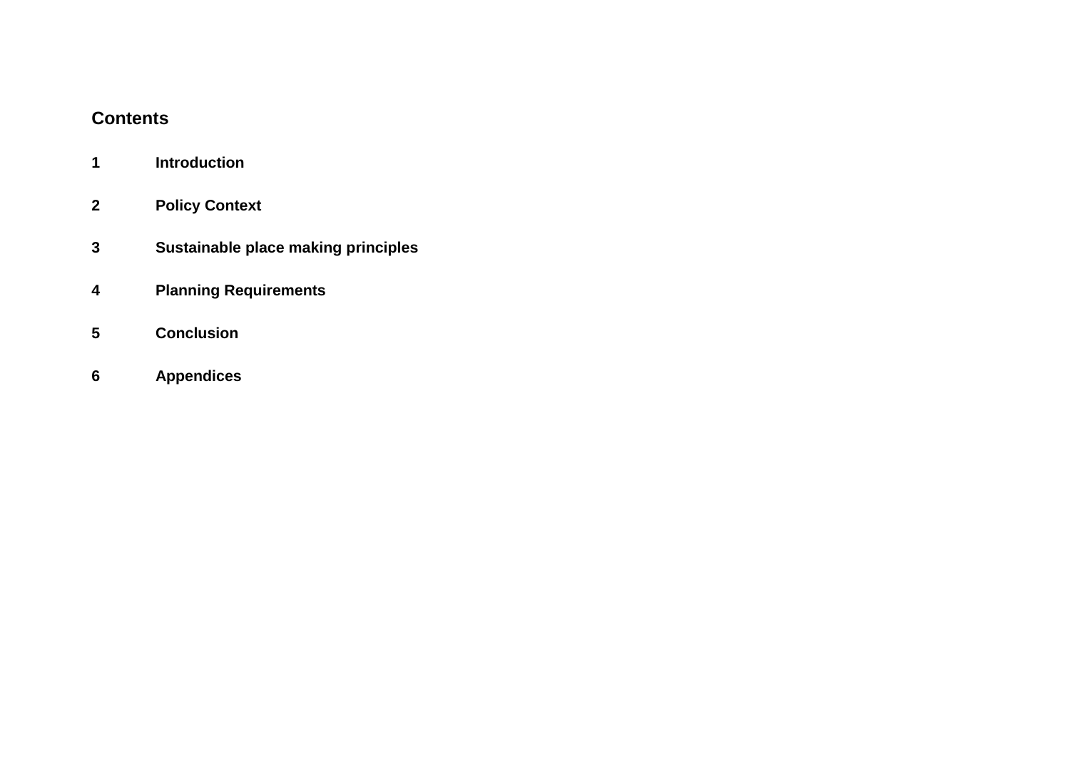## Contents

**1 Introduction**

**2 Policy Context**

**3 Sustainable place making principles**

**4 Planning Requirements**

**5 Conclusion**

**6 Appendices**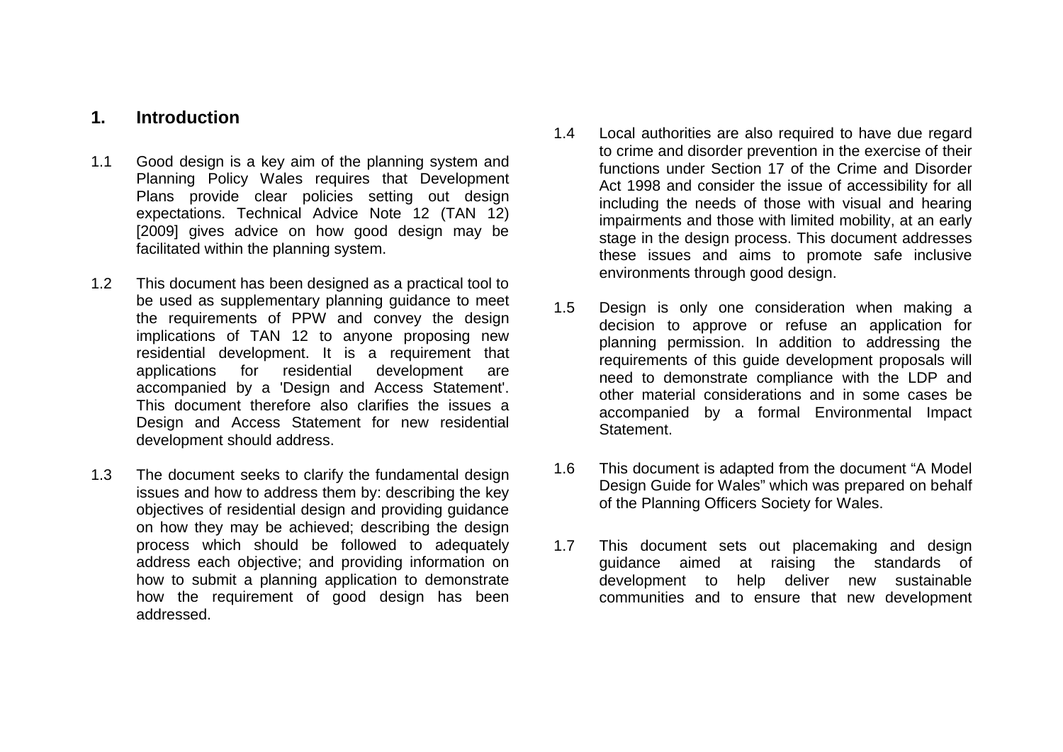# 1. Introduction

1.1 Good design is a key aim of the planning system and Planning Policy Wales requires that Development Plans provide clear policies setting out design expectations. Technical Advice Note 12 (TAN 12) [2009] gives advice on how good design may be facilitated within the planning system.

1.2 This document has been designed as a practical tool to be used as supplementary planning guidance to meet the requirements of PPW and convey the design implications of TAN 12 to anyone proposing new residential development. It is a requirement that applications for residential development are accompanied by a 'Design and Access Statement'. This document therefore also clarifies the issues a Design and Access Statement for new residential development should address.

1.3 The document seeks to clarify the fundamental design issues and how to address them by: describing the key objectives of residential design and providing guidance on how they may be achieved; describing the design process which should be followed to adequately address each objective; and providing information on how to submit a planning application to demonstrate how the requirement of good design has been addressed.

1.4 Local authorities are also required to have due regard to crime and disorder prevention in the exercise of their functions under Section 17 of the Crime and Disorder Act 1998 and consider the issue of accessibility for all including the needs of those with visual and hearing impairments and those with limited mobility, at an early stage in the design process. This document addresses these issues and aims to promote safe inclusive environments through good design.

1.5 Design is only one consideration when making a decision to approve or refuse an application for planning permission. In addition to addressing the requirements of this guide development proposals will need to demonstrate compliance with the LDP and other material considerations and in some cases be accompanied by a formal Environmental Impact Statement.

1.6 This document is adapted from the document “A Model Design Guide for Wales” which was prepared on behalf of the Planning Officers Society for Wales.

1.7 This document sets out placemaking and design guidance aimed at raising the standards of development to help deliver new sustainable communities and to ensure that new development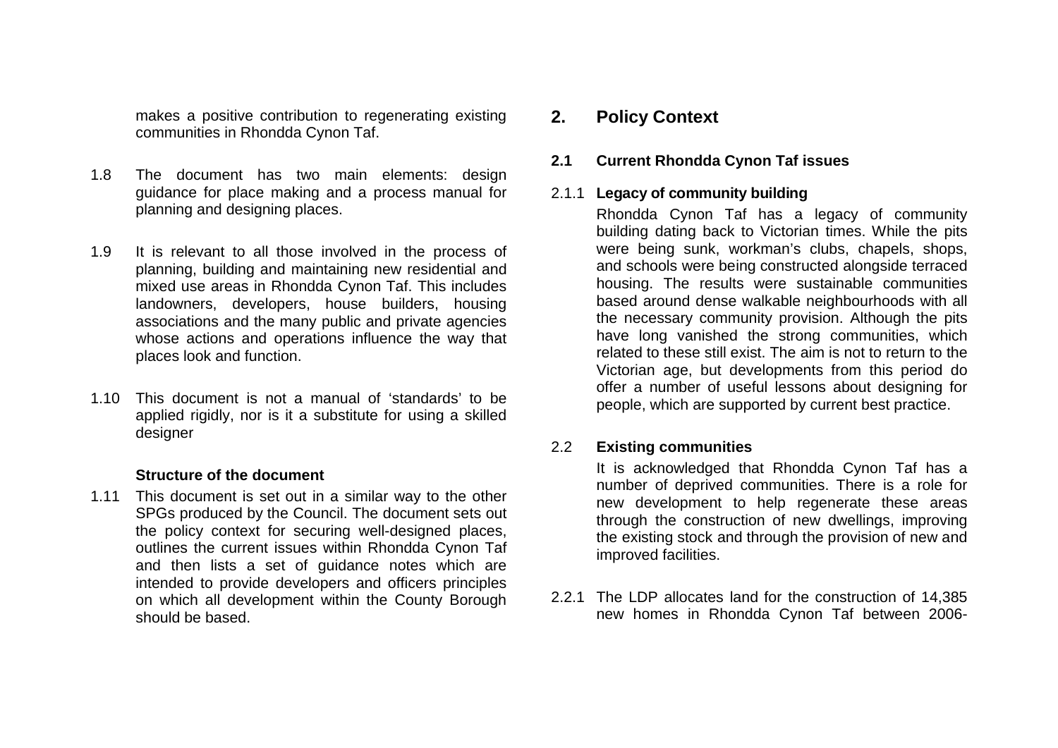makes a positive contribution to regenerating existing communities in Rhondda Cynon Taf.

1.8 The document has two main elements: design guidance for place making and a process manual for planning and designing places.

1.9 It is relevant to all those involved in the process of planning, building and maintaining new residential and mixed use areas in Rhondda Cynon Taf. This includes landowners, developers, house builders, housing associations and the many public and private agencies whose actions and operations influence the way that places look and function.

1.10 This document is not a manual of 'standards' to be applied rigidly, nor is it a substitute for using a skilled designer

**Structure of the document**

1.11 This document is set out in a similar way to the other SPGs produced by the Council. The document sets out the policy context for securing well-designed places, outlines the current issues within Rhondda Cynon Taf and then lists a set of guidance notes which are intended to provide developers and officers principles on which all development within the County Borough should be based.

## 2. Policy Context

### 2.1 Current Rhondda Cynon Taf issues

#### 2.1.1 Legacy of community building

Rhondda Cynon Taf has a legacy of community building dating back to Victorian times. While the pits were being sunk, workman's clubs, chapels, shops, and schools were being constructed alongside terraced housing. The results were sustainable communities based around dense walkable neighbourhoods with all the necessary community provision. Although the pits have long vanished the strong communities, which related to these still exist. The aim is not to return to the Victorian age, but developments from this period do offer a number of useful lessons about designing for people, which are supported by current best practice.

### 2.2 Existing communities

It is acknowledged that Rhondda Cynon Taf has a number of deprived communities. There is a role for new development to help regenerate these areas through the construction of new dwellings, improving the existing stock and through the provision of new and improved facilities.

2.2.1 The LDP allocates land for the construction of 14,385 new homes in Rhondda Cynon Taf between 2006-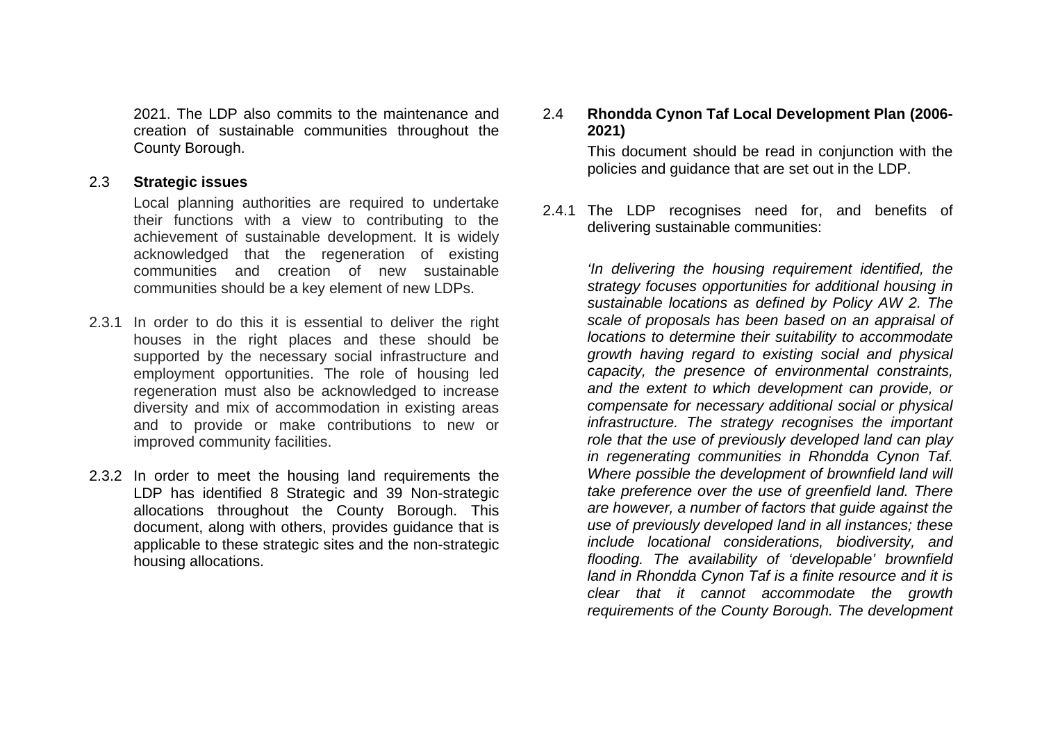2021. The LDP also commits to the maintenance and creation of sustainable communities throughout the County Borough.

## 2.3 Strategic issues

Local planning authorities are required to undertake their functions with a view to contributing to the achievement of sustainable development. It is widely acknowledged that the regeneration of existing communities and creation of new sustainable communities should be a key element of new LDPs.

2.3.1 In order to do this it is essential to deliver the right houses in the right places and these should be supported by the necessary social infrastructure and employment opportunities. The role of housing led regeneration must also be acknowledged to increase diversity and mix of accommodation in existing areas and to provide or make contributions to new or improved community facilities.

2.3.2 In order to meet the housing land requirements the LDP has identified 8 Strategic and 39 Non-strategic allocations throughout the County Borough. This document, along with others, provides guidance that is applicable to these strategic sites and the non-strategic housing allocations.

## 2.4 Rhondda Cynon Taf Local Development Plan (2006-2021)

This document should be read in conjunction with the policies and guidance that are set out in the LDP.

2.4.1 The LDP recognises need for, and benefits of delivering sustainable communities:

*'In delivering the housing requirement identified, the strategy focuses opportunities for additional housing in sustainable locations as defined by Policy AW 2. The scale of proposals has been based on an appraisal of locations to determine their suitability to accommodate growth having regard to existing social and physical capacity, the presence of environmental constraints, and the extent to which development can provide, or compensate for necessary additional social or physical infrastructure. The strategy recognises the important role that the use of previously developed land can play in regenerating communities in Rhondda Cynon Taf. Where possible the development of brownfield land will take preference over the use of greenfield land. There are however, a number of factors that guide against the use of previously developed land in all instances; these include locational considerations, biodiversity, and flooding. The availability of 'developable' brownfield land in Rhondda Cynon Taf is a finite resource and it is clear that it cannot accommodate the growth requirements of the County Borough. The development*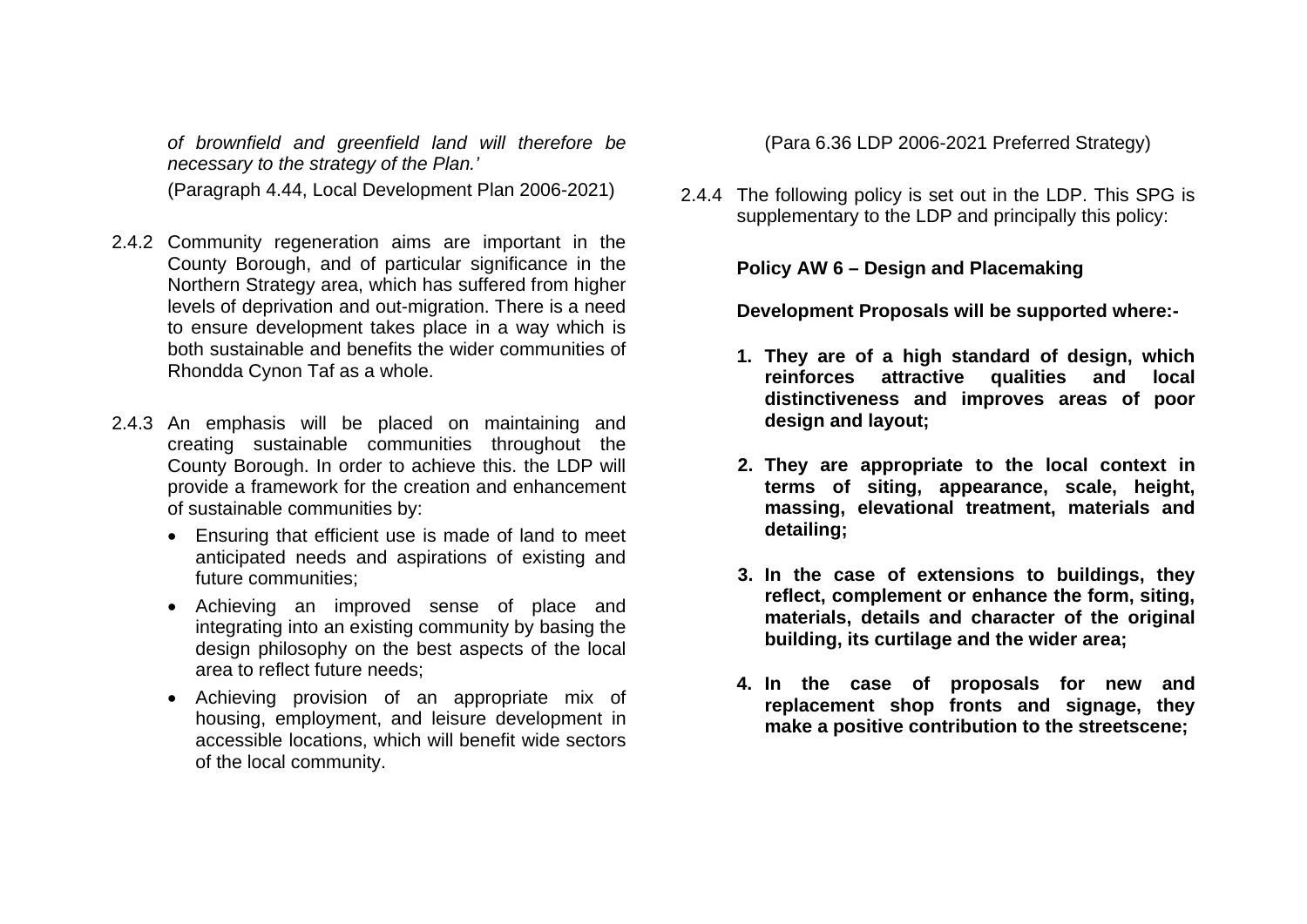*of brownfield and greenfield land will therefore be necessary to the strategy of the Plan.'*

(Paragraph 4.44, Local Development Plan 2006-2021)

2.4.2 Community regeneration aims are important in the County Borough, and of particular significance in the Northern Strategy area, which has suffered from higher levels of deprivation and out-migration. There is a need to ensure development takes place in a way which is both sustainable and benefits the wider communities of Rhondda Cynon Taf as a whole.

2.4.3 An emphasis will be placed on maintaining and creating sustainable communities throughout the County Borough. In order to achieve this. the LDP will provide a framework for the creation and enhancement of sustainable communities by:

- Ensuring that efficient use is made of land to meet anticipated needs and aspirations of existing and future communities;
- Achieving an improved sense of place and integrating into an existing community by basing the design philosophy on the best aspects of the local area to reflect future needs;
- Achieving provision of an appropriate mix of housing, employment, and leisure development in accessible locations, which will benefit wide sectors of the local community.

(Para 6.36 LDP 2006-2021 Preferred Strategy)

2.4.4 The following policy is set out in the LDP. This SPG is supplementary to the LDP and principally this policy:

**Policy AW 6 – Design and Placemaking**

**Development Proposals will be supported where:-**

1. **They are of a high standard of design, which reinforces attractive qualities and local distinctiveness and improves areas of poor design and layout;**
2. **They are appropriate to the local context in terms of siting, appearance, scale, height, massing, elevational treatment, materials and detailing;**
3. **In the case of extensions to buildings, they reflect, complement or enhance the form, siting, materials, details and character of the original building, its curtilage and the wider area;**
4. **In the case of proposals for new and replacement shop fronts and signage, they make a positive contribution to the streetscene;**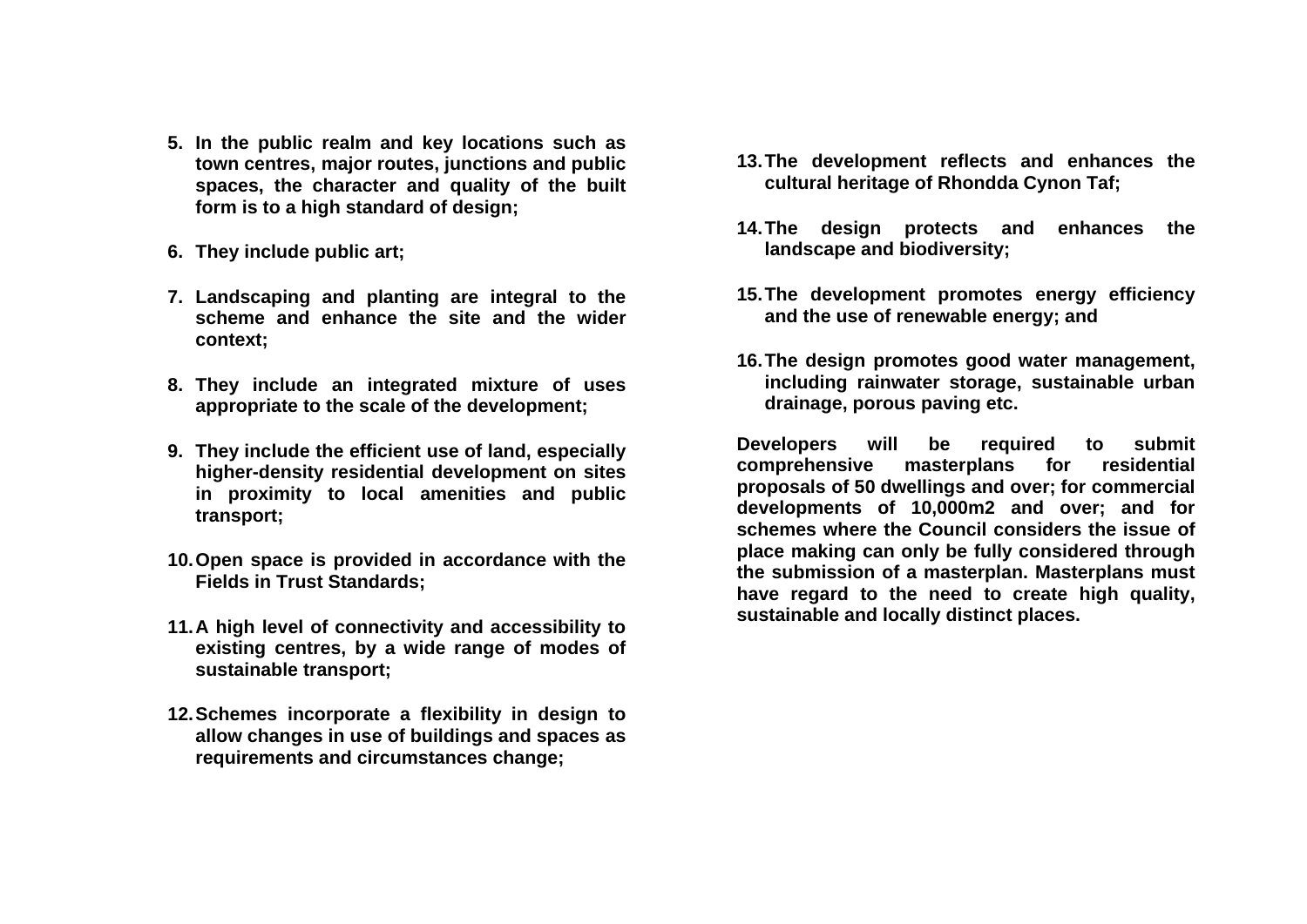5. **In the public realm and key locations such as town centres, major routes, junctions and public spaces, the character and quality of the built form is to a high standard of design;**

6. **They include public art;**

7. **Landscaping and planting are integral to the scheme and enhance the site and the wider context;**

8. **They include an integrated mixture of uses appropriate to the scale of the development;**

9. **They include the efficient use of land, especially higher-density residential development on sites in proximity to local amenities and public transport;**

10. **Open space is provided in accordance with the Fields in Trust Standards;**

11. **A high level of connectivity and accessibility to existing centres, by a wide range of modes of sustainable transport;**

12. **Schemes incorporate a flexibility in design to allow changes in use of buildings and spaces as requirements and circumstances change;**

13. **The development reflects and enhances the cultural heritage of Rhondda Cynon Taf;**

14. **The design protects and enhances the landscape and biodiversity;**

15. **The development promotes energy efficiency and the use of renewable energy; and**

16. **The design promotes good water management, including rainwater storage, sustainable urban drainage, porous paving etc.**

**Developers will be required to submit comprehensive masterplans for residential proposals of 50 dwellings and over; for commercial developments of 10,000m2 and over; and for schemes where the Council considers the issue of place making can only be fully considered through the submission of a masterplan. Masterplans must have regard to the need to create high quality, sustainable and locally distinct places.**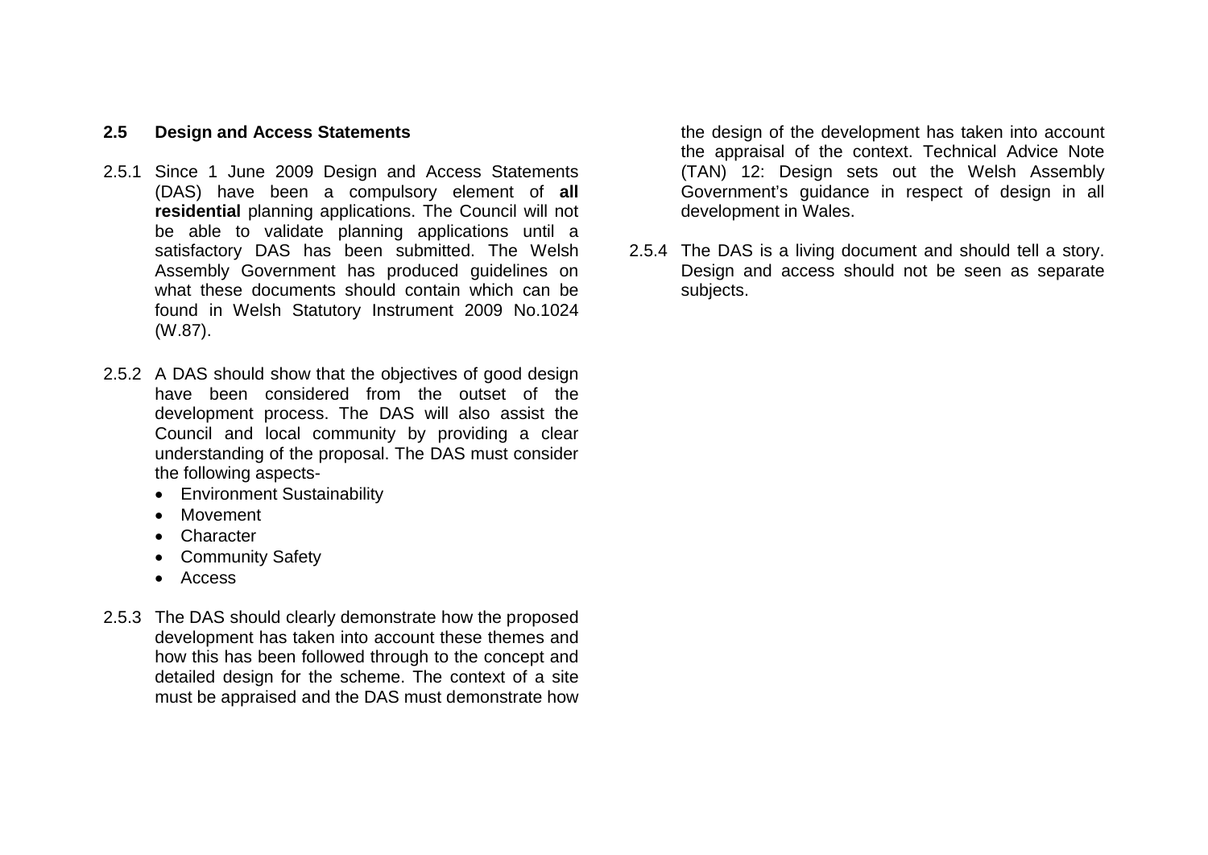## 2.5 Design and Access Statements

2.5.1 Since 1 June 2009 Design and Access Statements (DAS) have been a compulsory element of **all residential** planning applications. The Council will not be able to validate planning applications until a satisfactory DAS has been submitted. The Welsh Assembly Government has produced guidelines on what these documents should contain which can be found in Welsh Statutory Instrument 2009 No.1024 (W.87).

2.5.2 A DAS should show that the objectives of good design have been considered from the outset of the development process. The DAS will also assist the Council and local community by providing a clear understanding of the proposal. The DAS must consider the following aspects-

- Environment Sustainability
- Movement
- Character
- Community Safety
- Access

2.5.3 The DAS should clearly demonstrate how the proposed development has taken into account these themes and how this has been followed through to the concept and detailed design for the scheme. The context of a site must be appraised and the DAS must demonstrate how the design of the development has taken into account the appraisal of the context. Technical Advice Note (TAN) 12: Design sets out the Welsh Assembly Government's guidance in respect of design in all development in Wales.

2.5.4 The DAS is a living document and should tell a story. Design and access should not be seen as separate subjects.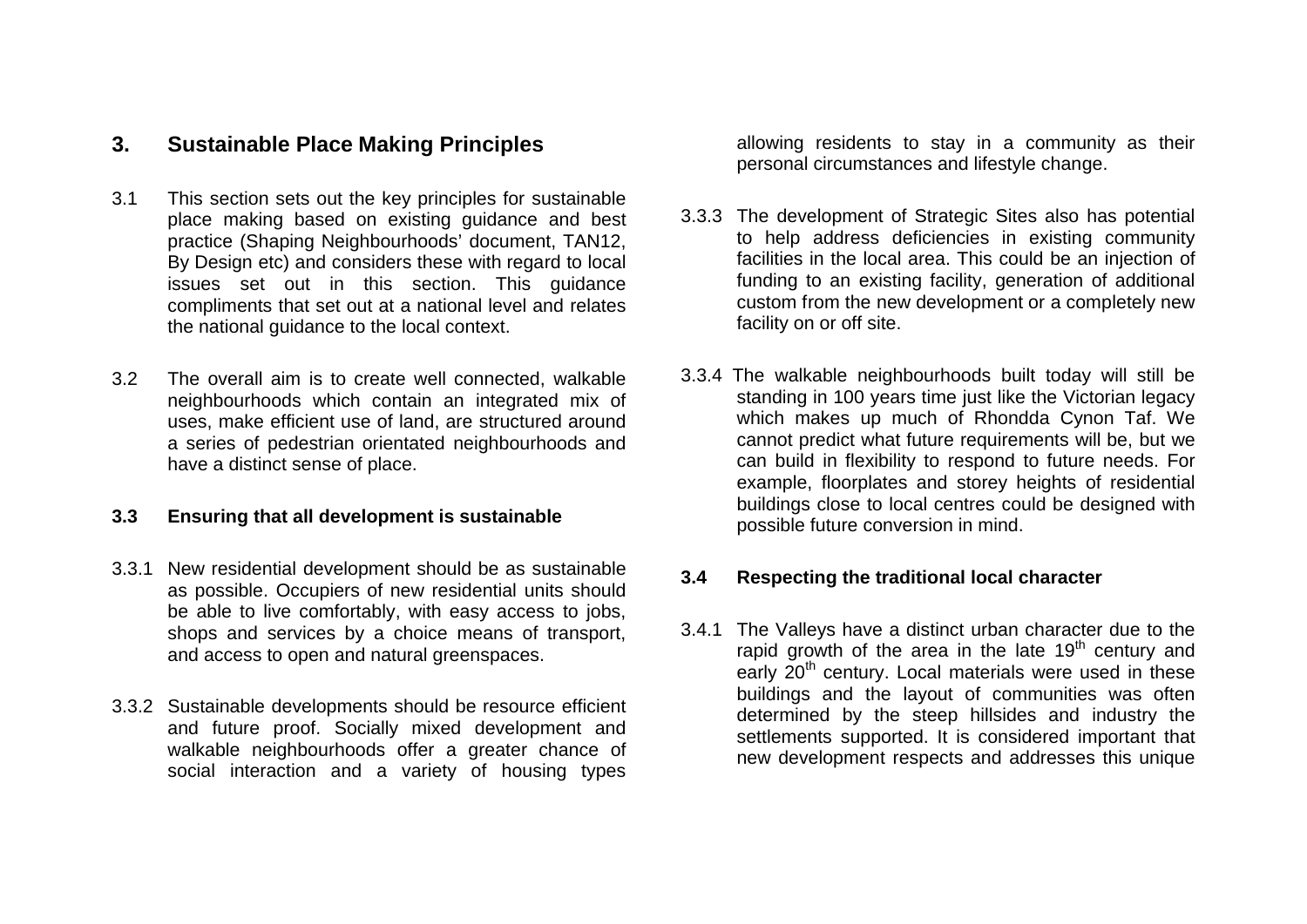## 3. Sustainable Place Making Principles

3.1 This section sets out the key principles for sustainable place making based on existing guidance and best practice (Shaping Neighbourhoods' document, TAN12, By Design etc) and considers these with regard to local issues set out in this section. This guidance compliments that set out at a national level and relates the national guidance to the local context.

3.2 The overall aim is to create well connected, walkable neighbourhoods which contain an integrated mix of uses, make efficient use of land, are structured around a series of pedestrian orientated neighbourhoods and have a distinct sense of place.

### 3.3 Ensuring that all development is sustainable

3.3.1 New residential development should be as sustainable as possible. Occupiers of new residential units should be able to live comfortably, with easy access to jobs, shops and services by a choice means of transport, and access to open and natural greenspaces.

3.3.2 Sustainable developments should be resource efficient and future proof. Socially mixed development and walkable neighbourhoods offer a greater chance of social interaction and a variety of housing types allowing residents to stay in a community as their personal circumstances and lifestyle change.

3.3.3 The development of Strategic Sites also has potential to help address deficiencies in existing community facilities in the local area. This could be an injection of funding to an existing facility, generation of additional custom from the new development or a completely new facility on or off site.

3.3.4 The walkable neighbourhoods built today will still be standing in 100 years time just like the Victorian legacy which makes up much of Rhondda Cynon Taf. We cannot predict what future requirements will be, but we can build in flexibility to respond to future needs. For example, floorplates and storey heights of residential buildings close to local centres could be designed with possible future conversion in mind.

### 3.4 Respecting the traditional local character

3.4.1 The Valleys have a distinct urban character due to the rapid growth of the area in the late 19th century and early 20th century. Local materials were used in these buildings and the layout of communities was often determined by the steep hillsides and industry the settlements supported. It is considered important that new development respects and addresses this unique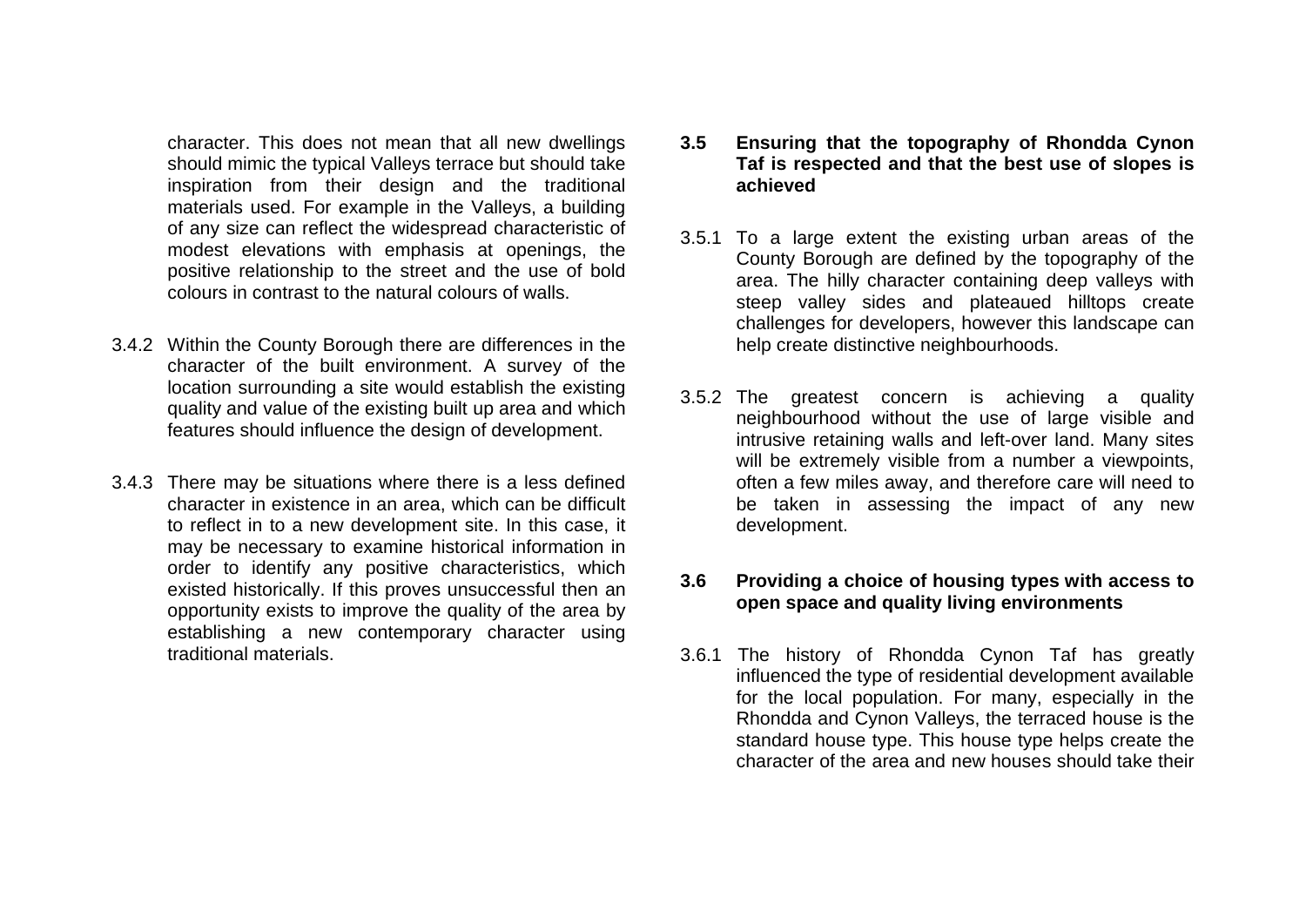character. This does not mean that all new dwellings should mimic the typical Valleys terrace but should take inspiration from their design and the traditional materials used. For example in the Valleys, a building of any size can reflect the widespread characteristic of modest elevations with emphasis at openings, the positive relationship to the street and the use of bold colours in contrast to the natural colours of walls.

3.4.2 Within the County Borough there are differences in the character of the built environment. A survey of the location surrounding a site would establish the existing quality and value of the existing built up area and which features should influence the design of development.

3.4.3 There may be situations where there is a less defined character in existence in an area, which can be difficult to reflect in to a new development site. In this case, it may be necessary to examine historical information in order to identify any positive characteristics, which existed historically. If this proves unsuccessful then an opportunity exists to improve the quality of the area by establishing a new contemporary character using traditional materials.

### 3.5 Ensuring that the topography of Rhondda Cynon Taf is respected and that the best use of slopes is achieved

3.5.1 To a large extent the existing urban areas of the County Borough are defined by the topography of the area. The hilly character containing deep valleys with steep valley sides and plateaued hilltops create challenges for developers, however this landscape can help create distinctive neighbourhoods.

3.5.2 The greatest concern is achieving a quality neighbourhood without the use of large visible and intrusive retaining walls and left-over land. Many sites will be extremely visible from a number a viewpoints, often a few miles away, and therefore care will need to be taken in assessing the impact of any new development.

### 3.6 Providing a choice of housing types with access to open space and quality living environments

3.6.1 The history of Rhondda Cynon Taf has greatly influenced the type of residential development available for the local population. For many, especially in the Rhondda and Cynon Valleys, the terraced house is the standard house type. This house type helps create the character of the area and new houses should take their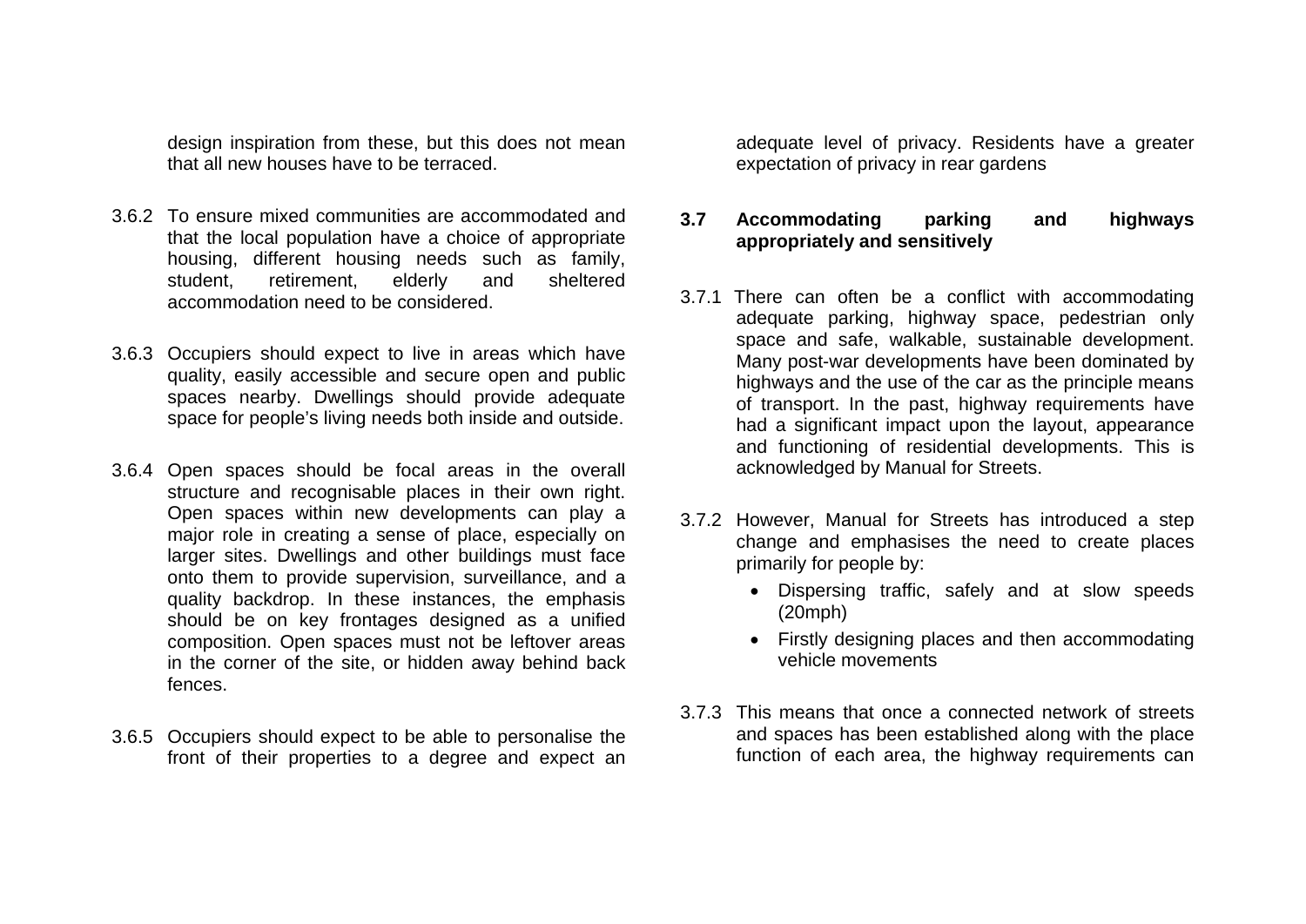design inspiration from these, but this does not mean that all new houses have to be terraced.

3.6.2 To ensure mixed communities are accommodated and that the local population have a choice of appropriate housing, different housing needs such as family, student, retirement, elderly and sheltered accommodation need to be considered.

3.6.3 Occupiers should expect to live in areas which have quality, easily accessible and secure open and public spaces nearby. Dwellings should provide adequate space for people's living needs both inside and outside.

3.6.4 Open spaces should be focal areas in the overall structure and recognisable places in their own right. Open spaces within new developments can play a major role in creating a sense of place, especially on larger sites. Dwellings and other buildings must face onto them to provide supervision, surveillance, and a quality backdrop. In these instances, the emphasis should be on key frontages designed as a unified composition. Open spaces must not be leftover areas in the corner of the site, or hidden away behind back fences.

3.6.5 Occupiers should expect to be able to personalise the front of their properties to a degree and expect an adequate level of privacy. Residents have a greater expectation of privacy in rear gardens

## 3.7 Accommodating parking and highways appropriately and sensitively

3.7.1 There can often be a conflict with accommodating adequate parking, highway space, pedestrian only space and safe, walkable, sustainable development. Many post-war developments have been dominated by highways and the use of the car as the principle means of transport. In the past, highway requirements have had a significant impact upon the layout, appearance and functioning of residential developments. This is acknowledged by Manual for Streets.

3.7.2 However, Manual for Streets has introduced a step change and emphasises the need to create places primarily for people by:

- Dispersing traffic, safely and at slow speeds (20mph)
- Firstly designing places and then accommodating vehicle movements

3.7.3 This means that once a connected network of streets and spaces has been established along with the place function of each area, the highway requirements can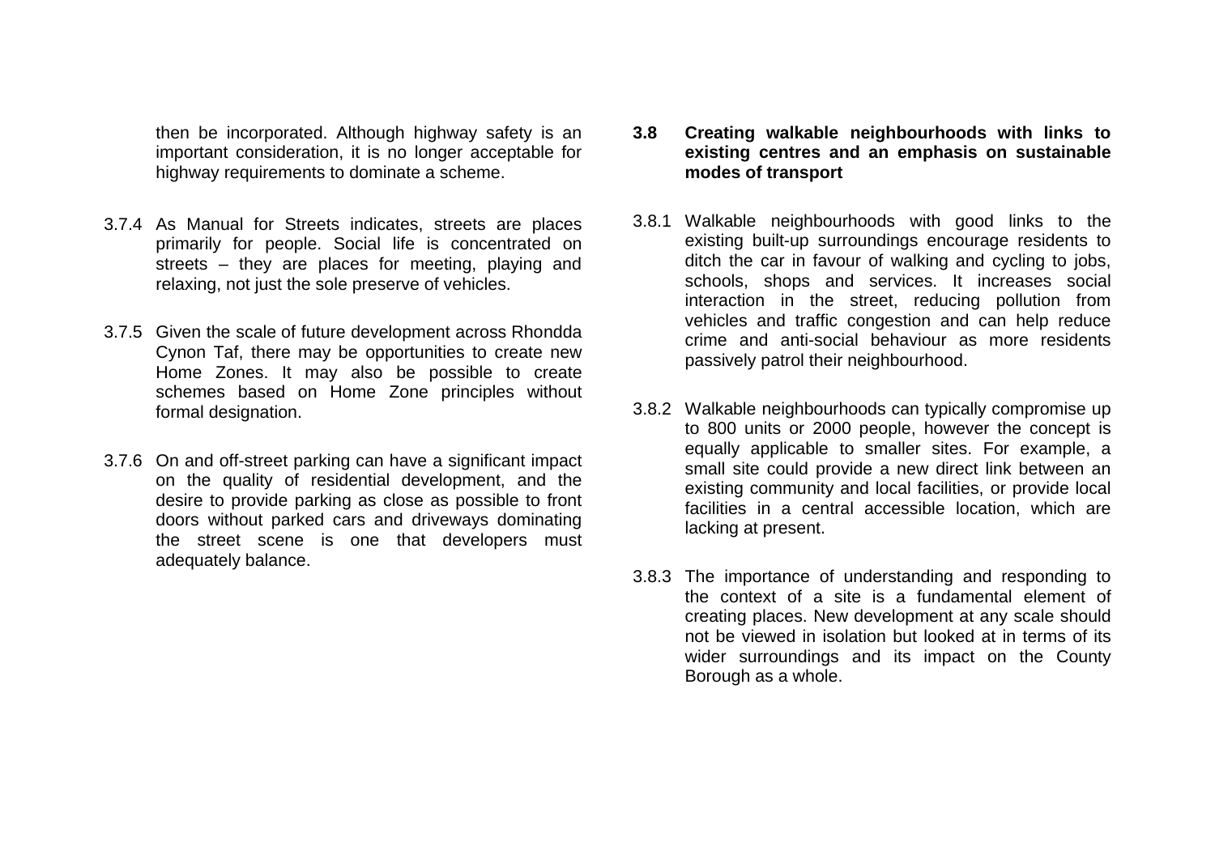then be incorporated. Although highway safety is an important consideration, it is no longer acceptable for highway requirements to dominate a scheme.

3.7.4 As Manual for Streets indicates, streets are places primarily for people. Social life is concentrated on streets – they are places for meeting, playing and relaxing, not just the sole preserve of vehicles.

3.7.5 Given the scale of future development across Rhondda Cynon Taf, there may be opportunities to create new Home Zones. It may also be possible to create schemes based on Home Zone principles without formal designation.

3.7.6 On and off-street parking can have a significant impact on the quality of residential development, and the desire to provide parking as close as possible to front doors without parked cars and driveways dominating the street scene is one that developers must adequately balance.

## 3.8 Creating walkable neighbourhoods with links to existing centres and an emphasis on sustainable modes of transport

3.8.1 Walkable neighbourhoods with good links to the existing built-up surroundings encourage residents to ditch the car in favour of walking and cycling to jobs, schools, shops and services. It increases social interaction in the street, reducing pollution from vehicles and traffic congestion and can help reduce crime and anti-social behaviour as more residents passively patrol their neighbourhood.

3.8.2 Walkable neighbourhoods can typically compromise up to 800 units or 2000 people, however the concept is equally applicable to smaller sites. For example, a small site could provide a new direct link between an existing community and local facilities, or provide local facilities in a central accessible location, which are lacking at present.

3.8.3 The importance of understanding and responding to the context of a site is a fundamental element of creating places. New development at any scale should not be viewed in isolation but looked at in terms of its wider surroundings and its impact on the County Borough as a whole.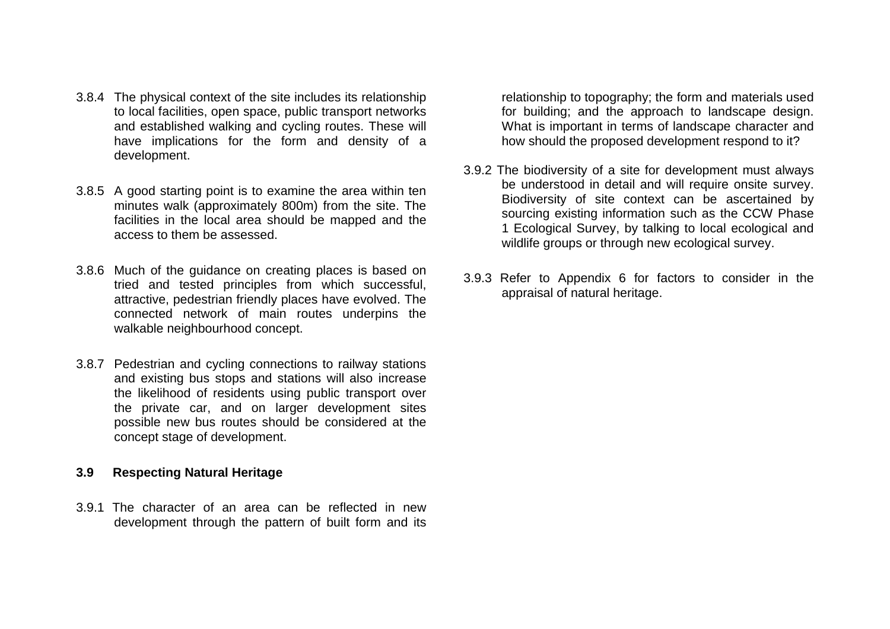3.8.4 The physical context of the site includes its relationship to local facilities, open space, public transport networks and established walking and cycling routes. These will have implications for the form and density of a development.

3.8.5 A good starting point is to examine the area within ten minutes walk (approximately 800m) from the site. The facilities in the local area should be mapped and the access to them be assessed.

3.8.6 Much of the guidance on creating places is based on tried and tested principles from which successful, attractive, pedestrian friendly places have evolved. The connected network of main routes underpins the walkable neighbourhood concept.

3.8.7 Pedestrian and cycling connections to railway stations and existing bus stops and stations will also increase the likelihood of residents using public transport over the private car, and on larger development sites possible new bus routes should be considered at the concept stage of development.

### 3.9 Respecting Natural Heritage

3.9.1 The character of an area can be reflected in new development through the pattern of built form and its relationship to topography; the form and materials used for building; and the approach to landscape design. What is important in terms of landscape character and how should the proposed development respond to it?

3.9.2 The biodiversity of a site for development must always be understood in detail and will require onsite survey. Biodiversity of site context can be ascertained by sourcing existing information such as the CCW Phase 1 Ecological Survey, by talking to local ecological and wildlife groups or through new ecological survey.

3.9.3 Refer to Appendix 6 for factors to consider in the appraisal of natural heritage.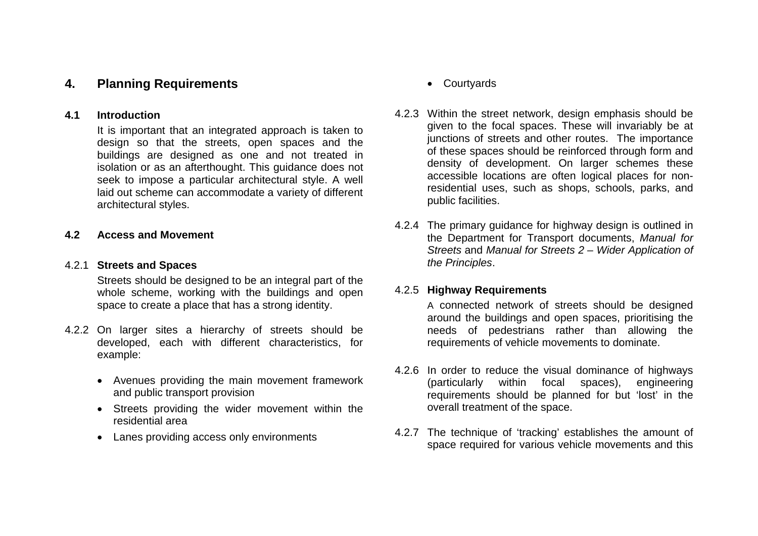# 4. Planning Requirements

## 4.1 Introduction

It is important that an integrated approach is taken to design so that the streets, open spaces and the buildings are designed as one and not treated in isolation or as an afterthought. This guidance does not seek to impose a particular architectural style. A well laid out scheme can accommodate a variety of different architectural styles.

## 4.2 Access and Movement

### 4.2.1 Streets and Spaces

Streets should be designed to be an integral part of the whole scheme, working with the buildings and open space to create a place that has a strong identity.

4.2.2 On larger sites a hierarchy of streets should be developed, each with different characteristics, for example:

- Avenues providing the main movement framework and public transport provision
- Streets providing the wider movement within the residential area
- Lanes providing access only environments
- Courtyards

4.2.3 Within the street network, design emphasis should be given to the focal spaces. These will invariably be at junctions of streets and other routes. The importance of these spaces should be reinforced through form and density of development. On larger schemes these accessible locations are often logical places for non-residential uses, such as shops, schools, parks, and public facilities.

4.2.4 The primary guidance for highway design is outlined in the Department for Transport documents, *Manual for Streets* and *Manual for Streets 2 – Wider Application of the Principles*.

### 4.2.5 Highway Requirements

A connected network of streets should be designed around the buildings and open spaces, prioritising the needs of pedestrians rather than allowing the requirements of vehicle movements to dominate.

4.2.6 In order to reduce the visual dominance of highways (particularly within focal spaces), engineering requirements should be planned for but 'lost' in the overall treatment of the space.

4.2.7 The technique of 'tracking' establishes the amount of space required for various vehicle movements and this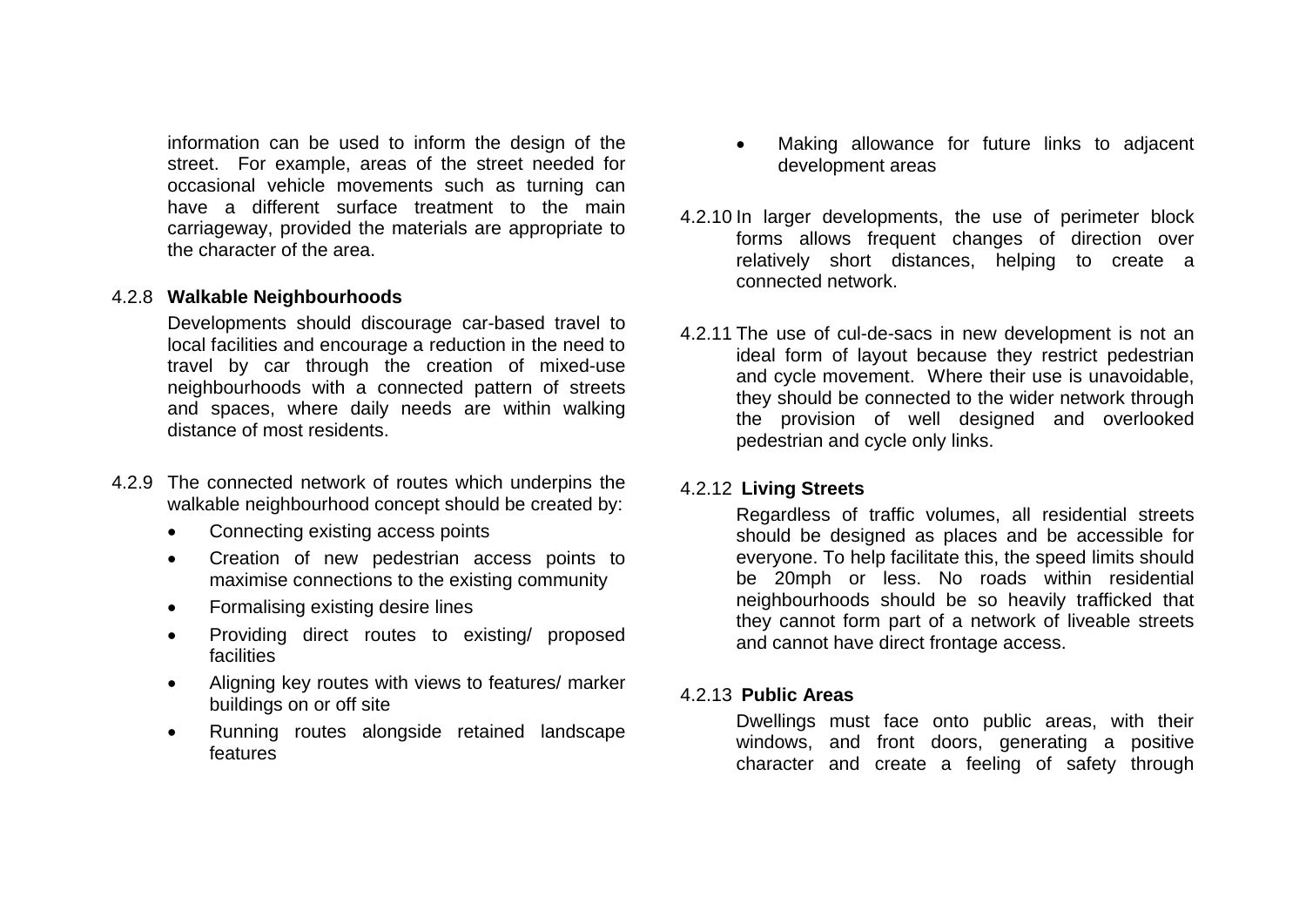information can be used to inform the design of the street. For example, areas of the street needed for occasional vehicle movements such as turning can have a different surface treatment to the main carriageway, provided the materials are appropriate to the character of the area.

4.2.8 **Walkable Neighbourhoods**

Developments should discourage car-based travel to local facilities and encourage a reduction in the need to travel by car through the creation of mixed-use neighbourhoods with a connected pattern of streets and spaces, where daily needs are within walking distance of most residents.

4.2.9 The connected network of routes which underpins the walkable neighbourhood concept should be created by:

- Connecting existing access points
- Creation of new pedestrian access points to maximise connections to the existing community
- Formalising existing desire lines
- Providing direct routes to existing/ proposed facilities
- Aligning key routes with views to features/ marker buildings on or off site
- Running routes alongside retained landscape features
- Making allowance for future links to adjacent development areas

4.2.10 In larger developments, the use of perimeter block forms allows frequent changes of direction over relatively short distances, helping to create a connected network.

4.2.11 The use of cul-de-sacs in new development is not an ideal form of layout because they restrict pedestrian and cycle movement. Where their use is unavoidable, they should be connected to the wider network through the provision of well designed and overlooked pedestrian and cycle only links.

4.2.12 **Living Streets**

Regardless of traffic volumes, all residential streets should be designed as places and be accessible for everyone. To help facilitate this, the speed limits should be 20mph or less. No roads within residential neighbourhoods should be so heavily trafficked that they cannot form part of a network of liveable streets and cannot have direct frontage access.

4.2.13 **Public Areas**

Dwellings must face onto public areas, with their windows, and front doors, generating a positive character and create a feeling of safety through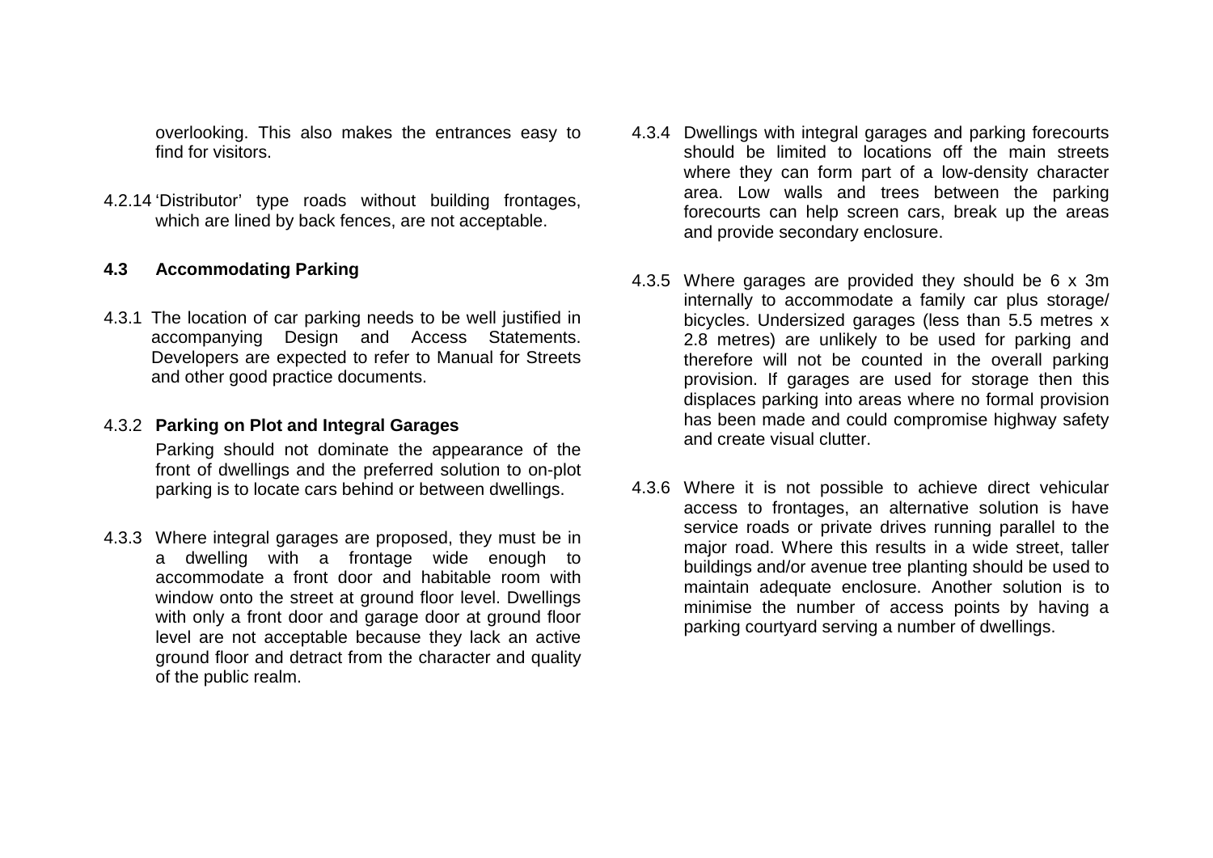overlooking. This also makes the entrances easy to find for visitors.

4.2.14 'Distributor' type roads without building frontages, which are lined by back fences, are not acceptable.

### 4.3 Accommodating Parking

4.3.1 The location of car parking needs to be well justified in accompanying Design and Access Statements. Developers are expected to refer to Manual for Streets and other good practice documents.

4.3.2 **Parking on Plot and Integral Garages**

Parking should not dominate the appearance of the front of dwellings and the preferred solution to on-plot parking is to locate cars behind or between dwellings.

4.3.3 Where integral garages are proposed, they must be in a dwelling with a frontage wide enough to accommodate a front door and habitable room with window onto the street at ground floor level. Dwellings with only a front door and garage door at ground floor level are not acceptable because they lack an active ground floor and detract from the character and quality of the public realm.

4.3.4 Dwellings with integral garages and parking forecourts should be limited to locations off the main streets where they can form part of a low-density character area. Low walls and trees between the parking forecourts can help screen cars, break up the areas and provide secondary enclosure.

4.3.5 Where garages are provided they should be 6 x 3m internally to accommodate a family car plus storage/ bicycles. Undersized garages (less than 5.5 metres x 2.8 metres) are unlikely to be used for parking and therefore will not be counted in the overall parking provision. If garages are used for storage then this displaces parking into areas where no formal provision has been made and could compromise highway safety and create visual clutter.

4.3.6 Where it is not possible to achieve direct vehicular access to frontages, an alternative solution is have service roads or private drives running parallel to the major road. Where this results in a wide street, taller buildings and/or avenue tree planting should be used to maintain adequate enclosure. Another solution is to minimise the number of access points by having a parking courtyard serving a number of dwellings.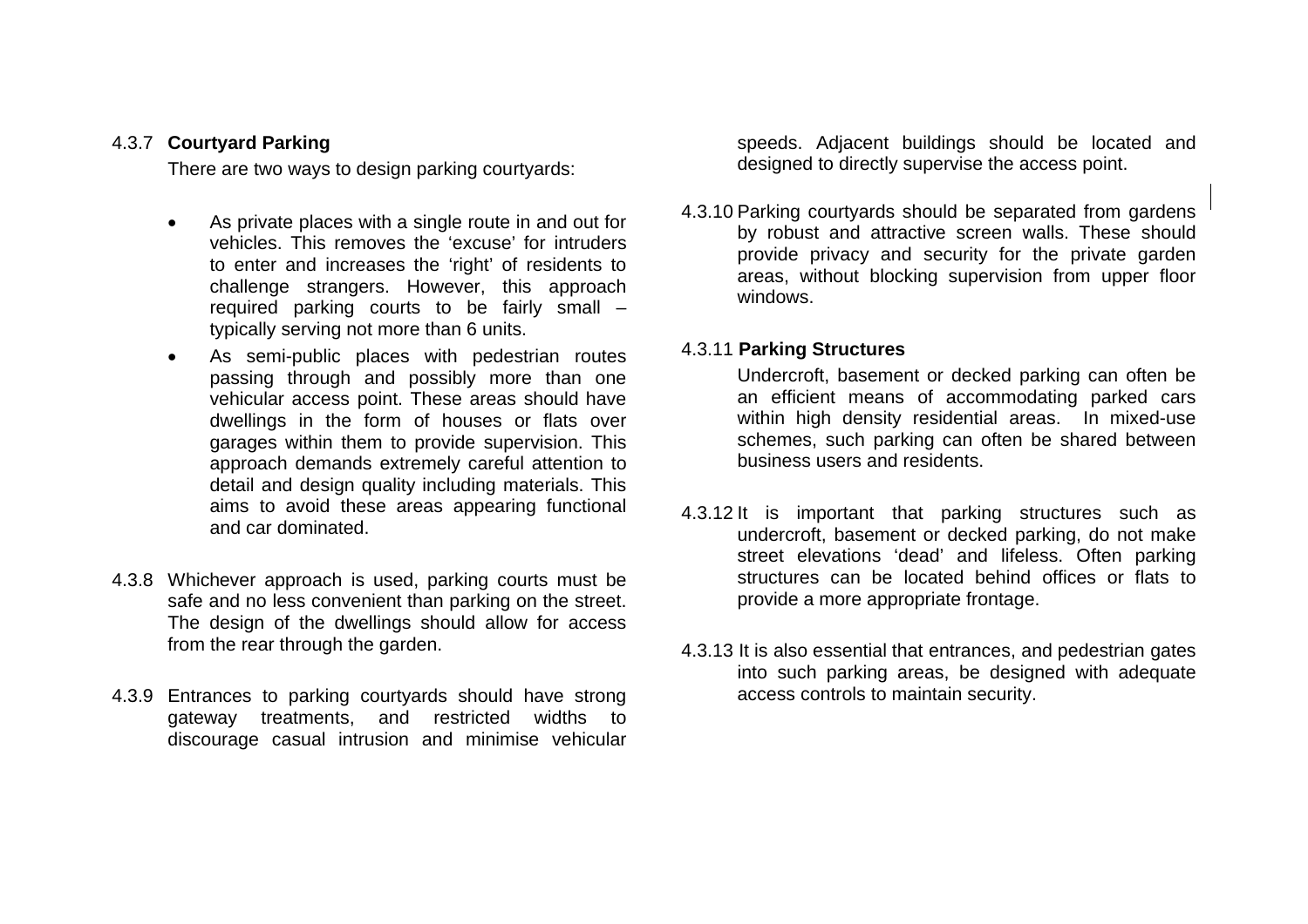4.3.7 **Courtyard Parking**

There are two ways to design parking courtyards:

- As private places with a single route in and out for vehicles. This removes the 'excuse' for intruders to enter and increases the 'right' of residents to challenge strangers. However, this approach required parking courts to be fairly small – typically serving not more than 6 units.
- As semi-public places with pedestrian routes passing through and possibly more than one vehicular access point. These areas should have dwellings in the form of houses or flats over garages within them to provide supervision. This approach demands extremely careful attention to detail and design quality including materials. This aims to avoid these areas appearing functional and car dominated.

4.3.8 Whichever approach is used, parking courts must be safe and no less convenient than parking on the street. The design of the dwellings should allow for access from the rear through the garden.

4.3.9 Entrances to parking courtyards should have strong gateway treatments, and restricted widths to discourage casual intrusion and minimise vehicular speeds. Adjacent buildings should be located and designed to directly supervise the access point.

4.3.10 Parking courtyards should be separated from gardens by robust and attractive screen walls. These should provide privacy and security for the private garden areas, without blocking supervision from upper floor windows.

4.3.11 **Parking Structures**

Undercroft, basement or decked parking can often be an efficient means of accommodating parked cars within high density residential areas. In mixed-use schemes, such parking can often be shared between business users and residents.

4.3.12 It is important that parking structures such as undercroft, basement or decked parking, do not make street elevations 'dead' and lifeless. Often parking structures can be located behind offices or flats to provide a more appropriate frontage.

4.3.13 It is also essential that entrances, and pedestrian gates into such parking areas, be designed with adequate access controls to maintain security.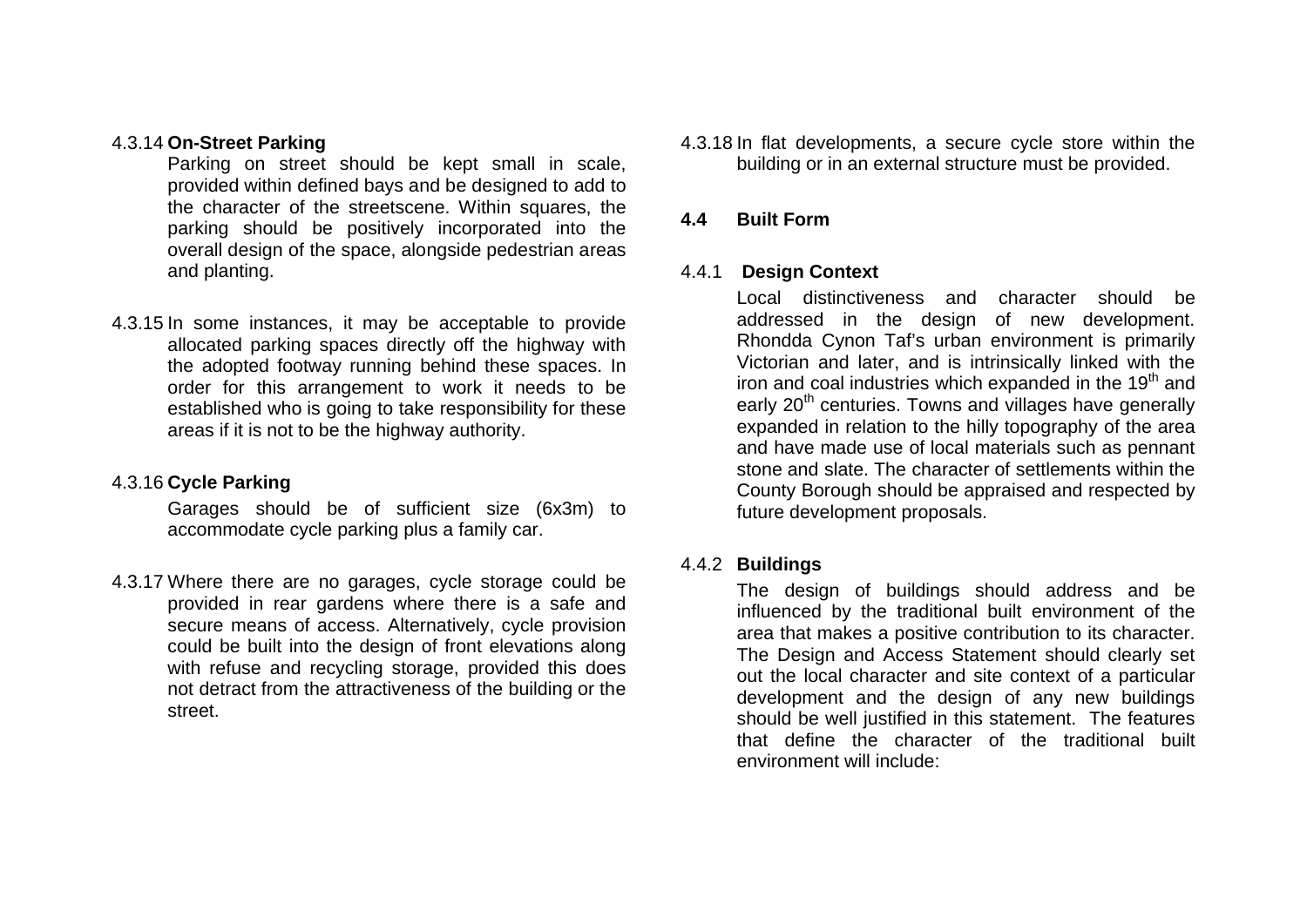4.3.14 **On-Street Parking**

Parking on street should be kept small in scale, provided within defined bays and be designed to add to the character of the streetscene. Within squares, the parking should be positively incorporated into the overall design of the space, alongside pedestrian areas and planting.

4.3.15 In some instances, it may be acceptable to provide allocated parking spaces directly off the highway with the adopted footway running behind these spaces. In order for this arrangement to work it needs to be established who is going to take responsibility for these areas if it is not to be the highway authority.

4.3.16 **Cycle Parking**

Garages should be of sufficient size (6x3m) to accommodate cycle parking plus a family car.

4.3.17 Where there are no garages, cycle storage could be provided in rear gardens where there is a safe and secure means of access. Alternatively, cycle provision could be built into the design of front elevations along with refuse and recycling storage, provided this does not detract from the attractiveness of the building or the street.

4.3.18 In flat developments, a secure cycle store within the building or in an external structure must be provided.

## 4.4 Built Form

4.4.1 **Design Context**

Local distinctiveness and character should be addressed in the design of new development. Rhondda Cynon Taf's urban environment is primarily Victorian and later, and is intrinsically linked with the iron and coal industries which expanded in the 19th and early 20th centuries. Towns and villages have generally expanded in relation to the hilly topography of the area and have made use of local materials such as pennant stone and slate. The character of settlements within the County Borough should be appraised and respected by future development proposals.

4.4.2 **Buildings**

The design of buildings should address and be influenced by the traditional built environment of the area that makes a positive contribution to its character. The Design and Access Statement should clearly set out the local character and site context of a particular development and the design of any new buildings should be well justified in this statement. The features that define the character of the traditional built environment will include: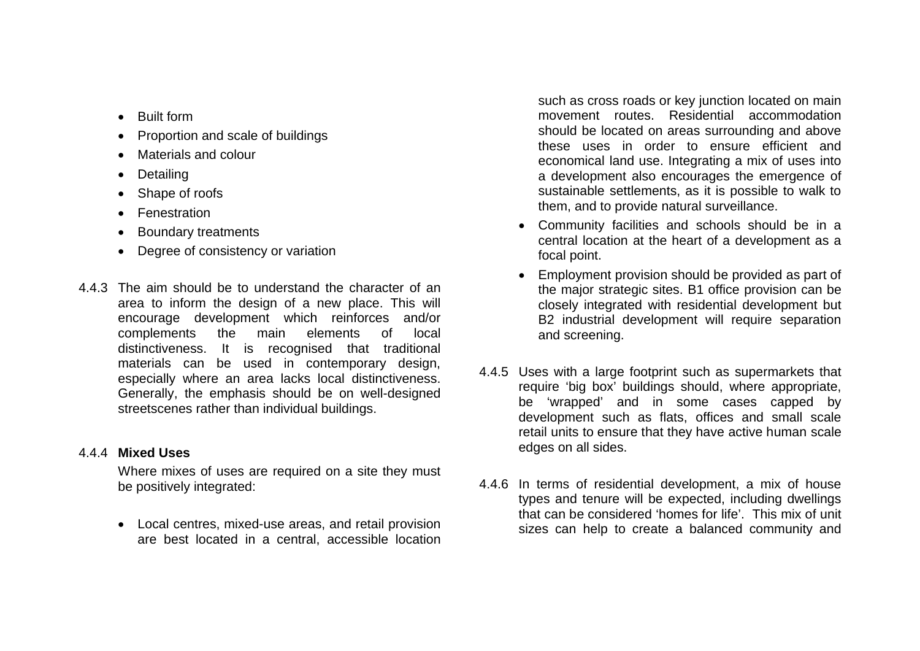- Built form
- Proportion and scale of buildings
- Materials and colour
- Detailing
- Shape of roofs
- Fenestration
- Boundary treatments
- Degree of consistency or variation

4.4.3 The aim should be to understand the character of an area to inform the design of a new place. This will encourage development which reinforces and/or complements the main elements of local distinctiveness. It is recognised that traditional materials can be used in contemporary design, especially where an area lacks local distinctiveness. Generally, the emphasis should be on well-designed streetscenes rather than individual buildings.

4.4.4 **Mixed Uses**

Where mixes of uses are required on a site they must be positively integrated:

- Local centres, mixed-use areas, and retail provision are best located in a central, accessible location such as cross roads or key junction located on main movement routes. Residential accommodation should be located on areas surrounding and above these uses in order to ensure efficient and economical land use. Integrating a mix of uses into a development also encourages the emergence of sustainable settlements, as it is possible to walk to them, and to provide natural surveillance.
- Community facilities and schools should be in a central location at the heart of a development as a focal point.
- Employment provision should be provided as part of the major strategic sites. B1 office provision can be closely integrated with residential development but B2 industrial development will require separation and screening.

4.4.5 Uses with a large footprint such as supermarkets that require 'big box' buildings should, where appropriate, be 'wrapped' and in some cases capped by development such as flats, offices and small scale retail units to ensure that they have active human scale edges on all sides.

4.4.6 In terms of residential development, a mix of house types and tenure will be expected, including dwellings that can be considered 'homes for life'. This mix of unit sizes can help to create a balanced community and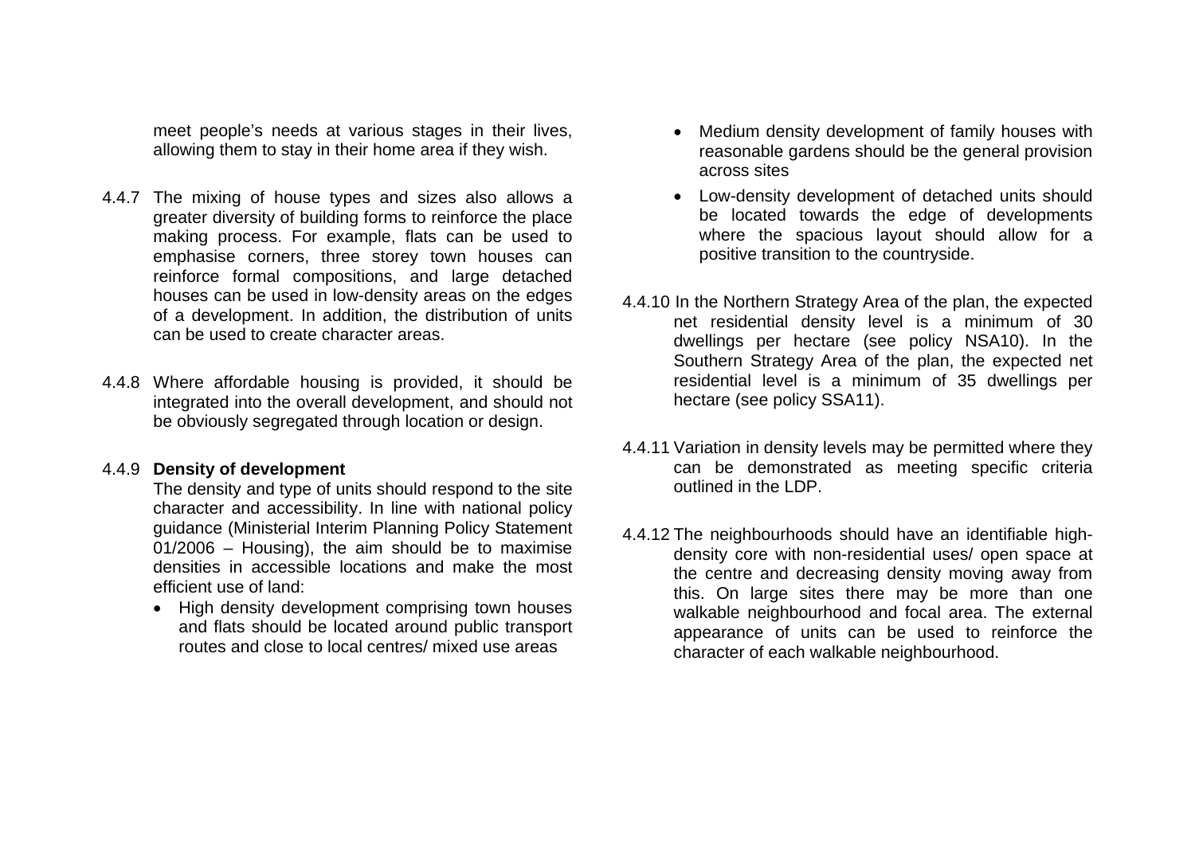meet people's needs at various stages in their lives, allowing them to stay in their home area if they wish.

4.4.7 The mixing of house types and sizes also allows a greater diversity of building forms to reinforce the place making process. For example, flats can be used to emphasise corners, three storey town houses can reinforce formal compositions, and large detached houses can be used in low-density areas on the edges of a development. In addition, the distribution of units can be used to create character areas.

4.4.8 Where affordable housing is provided, it should be integrated into the overall development, and should not be obviously segregated through location or design.

4.4.9 **Density of development**

The density and type of units should respond to the site character and accessibility. In line with national policy guidance (Ministerial Interim Planning Policy Statement 01/2006 – Housing), the aim should be to maximise densities in accessible locations and make the most efficient use of land:

- High density development comprising town houses and flats should be located around public transport routes and close to local centres/ mixed use areas
- Medium density development of family houses with reasonable gardens should be the general provision across sites
- Low-density development of detached units should be located towards the edge of developments where the spacious layout should allow for a positive transition to the countryside.

4.4.10 In the Northern Strategy Area of the plan, the expected net residential density level is a minimum of 30 dwellings per hectare (see policy NSA10). In the Southern Strategy Area of the plan, the expected net residential level is a minimum of 35 dwellings per hectare (see policy SSA11).

4.4.11 Variation in density levels may be permitted where they can be demonstrated as meeting specific criteria outlined in the LDP.

4.4.12 The neighbourhoods should have an identifiable high-density core with non-residential uses/ open space at the centre and decreasing density moving away from this. On large sites there may be more than one walkable neighbourhood and focal area. The external appearance of units can be used to reinforce the character of each walkable neighbourhood.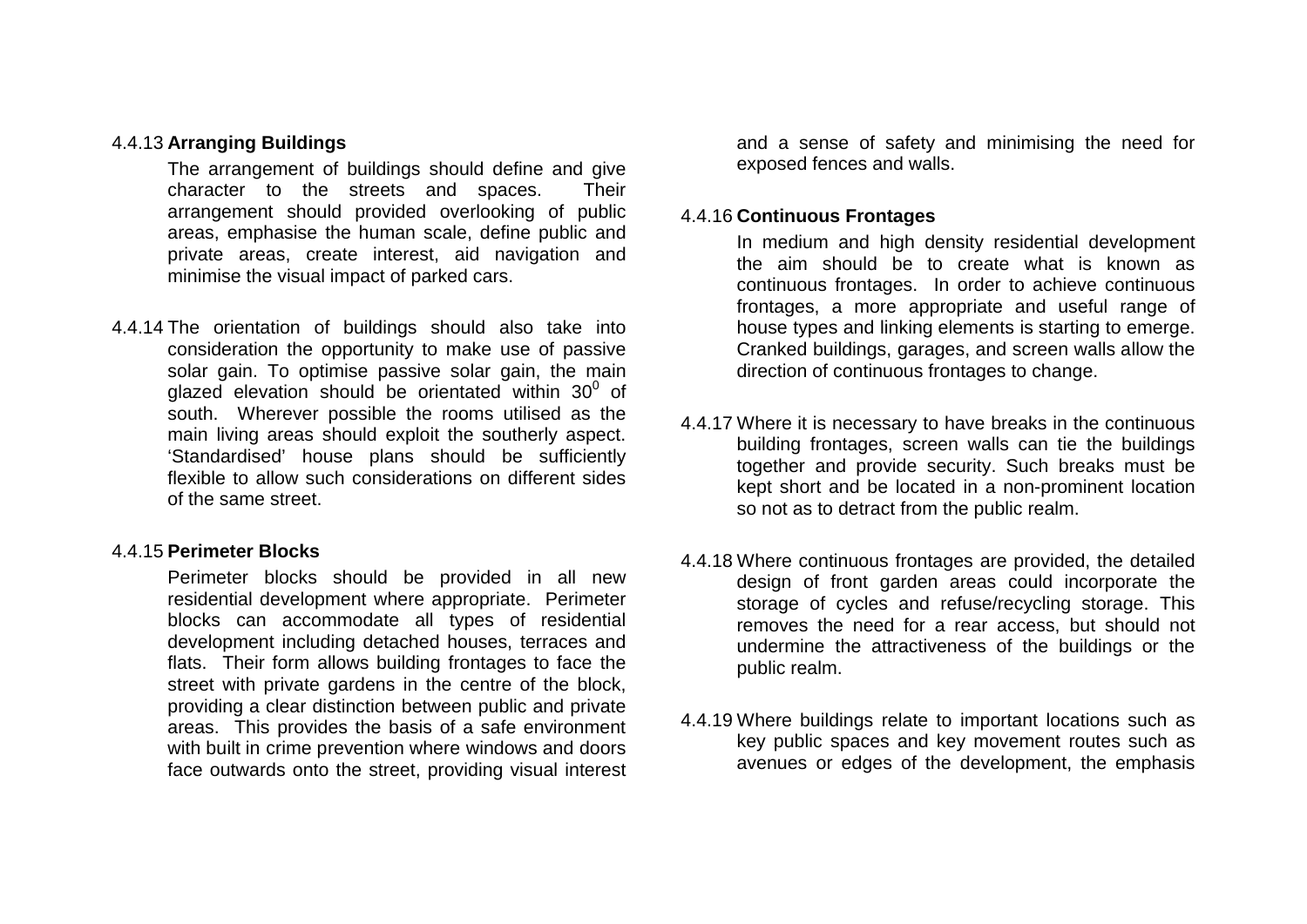4.4.13 **Arranging Buildings**

The arrangement of buildings should define and give character to the streets and spaces. Their arrangement should provided overlooking of public areas, emphasise the human scale, define public and private areas, create interest, aid navigation and minimise the visual impact of parked cars.

4.4.14 The orientation of buildings should also take into consideration the opportunity to make use of passive solar gain. To optimise passive solar gain, the main glazed elevation should be orientated within $30^0$ of south. Wherever possible the rooms utilised as the main living areas should exploit the southerly aspect. 'Standardised' house plans should be sufficiently flexible to allow such considerations on different sides of the same street.

4.4.15 **Perimeter Blocks**

Perimeter blocks should be provided in all new residential development where appropriate. Perimeter blocks can accommodate all types of residential development including detached houses, terraces and flats. Their form allows building frontages to face the street with private gardens in the centre of the block, providing a clear distinction between public and private areas. This provides the basis of a safe environment with built in crime prevention where windows and doors face outwards onto the street, providing visual interest and a sense of safety and minimising the need for exposed fences and walls.

4.4.16 **Continuous Frontages**

In medium and high density residential development the aim should be to create what is known as continuous frontages. In order to achieve continuous frontages, a more appropriate and useful range of house types and linking elements is starting to emerge. Cranked buildings, garages, and screen walls allow the direction of continuous frontages to change.

4.4.17 Where it is necessary to have breaks in the continuous building frontages, screen walls can tie the buildings together and provide security. Such breaks must be kept short and be located in a non-prominent location so not as to detract from the public realm.

4.4.18 Where continuous frontages are provided, the detailed design of front garden areas could incorporate the storage of cycles and refuse/recycling storage. This removes the need for a rear access, but should not undermine the attractiveness of the buildings or the public realm.

4.4.19 Where buildings relate to important locations such as key public spaces and key movement routes such as avenues or edges of the development, the emphasis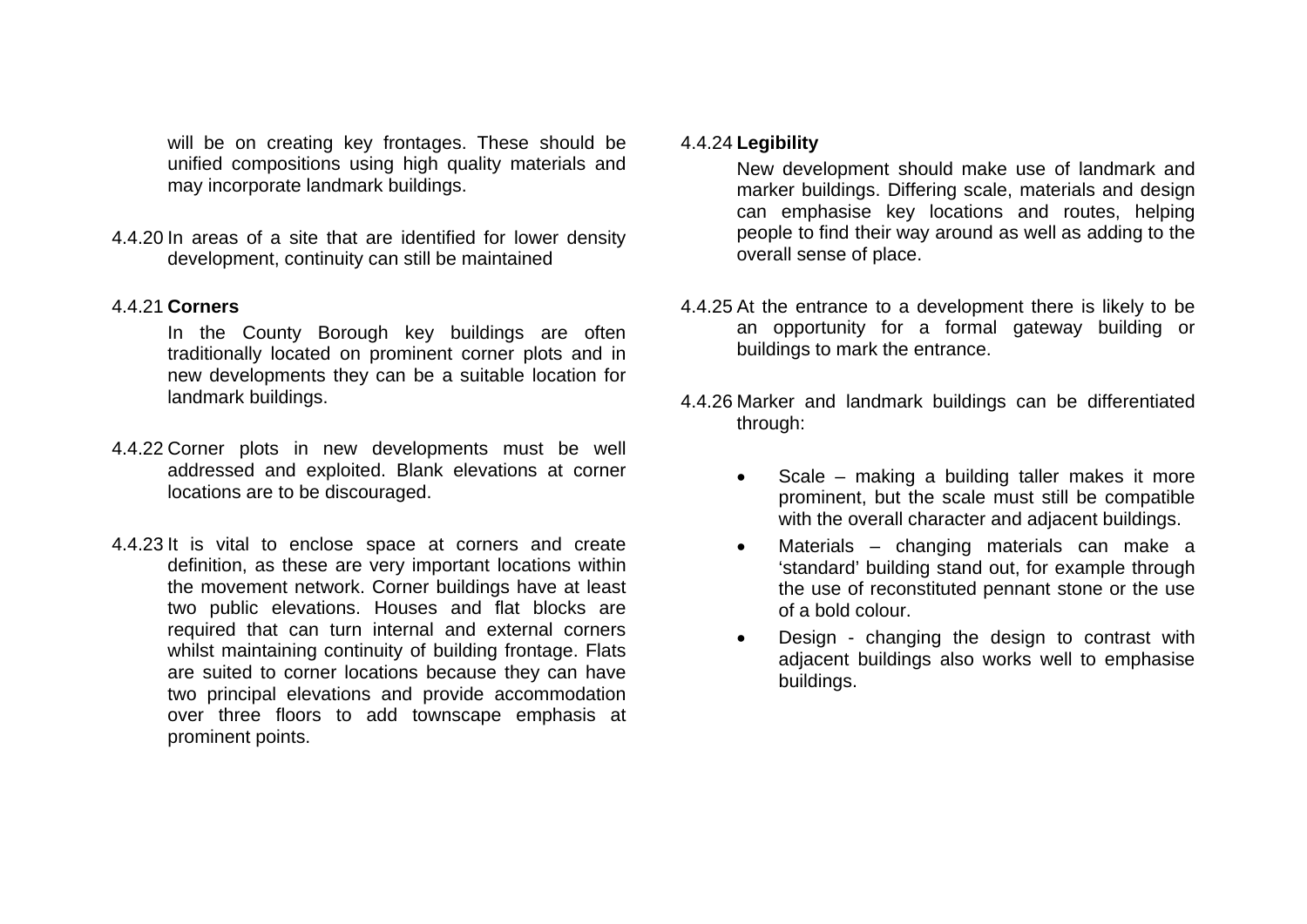will be on creating key frontages. These should be unified compositions using high quality materials and may incorporate landmark buildings.

4.4.20 In areas of a site that are identified for lower density development, continuity can still be maintained

4.4.21 **Corners**

In the County Borough key buildings are often traditionally located on prominent corner plots and in new developments they can be a suitable location for landmark buildings.

4.4.22 Corner plots in new developments must be well addressed and exploited. Blank elevations at corner locations are to be discouraged.

4.4.23 It is vital to enclose space at corners and create definition, as these are very important locations within the movement network. Corner buildings have at least two public elevations. Houses and flat blocks are required that can turn internal and external corners whilst maintaining continuity of building frontage. Flats are suited to corner locations because they can have two principal elevations and provide accommodation over three floors to add townscape emphasis at prominent points.

4.4.24 **Legibility**

New development should make use of landmark and marker buildings. Differing scale, materials and design can emphasise key locations and routes, helping people to find their way around as well as adding to the overall sense of place.

4.4.25 At the entrance to a development there is likely to be an opportunity for a formal gateway building or buildings to mark the entrance.

4.4.26 Marker and landmark buildings can be differentiated through:

- Scale – making a building taller makes it more prominent, but the scale must still be compatible with the overall character and adjacent buildings.
- Materials – changing materials can make a 'standard' building stand out, for example through the use of reconstituted pennant stone or the use of a bold colour.
- Design - changing the design to contrast with adjacent buildings also works well to emphasise buildings.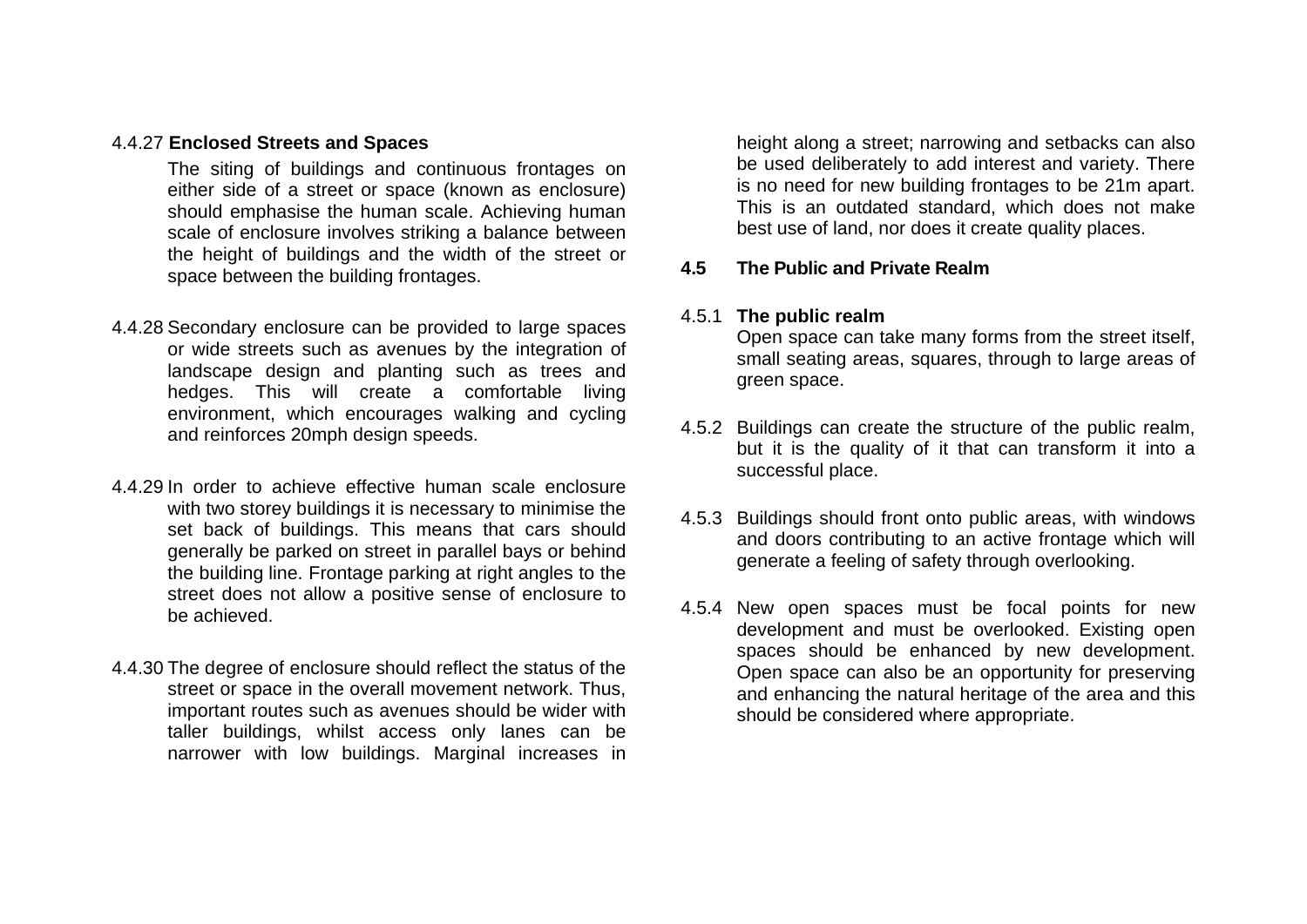4.4.27 **Enclosed Streets and Spaces**

The siting of buildings and continuous frontages on either side of a street or space (known as enclosure) should emphasise the human scale. Achieving human scale of enclosure involves striking a balance between the height of buildings and the width of the street or space between the building frontages.

4.4.28 Secondary enclosure can be provided to large spaces or wide streets such as avenues by the integration of landscape design and planting such as trees and hedges. This will create a comfortable living environment, which encourages walking and cycling and reinforces 20mph design speeds.

4.4.29 In order to achieve effective human scale enclosure with two storey buildings it is necessary to minimise the set back of buildings. This means that cars should generally be parked on street in parallel bays or behind the building line. Frontage parking at right angles to the street does not allow a positive sense of enclosure to be achieved.

4.4.30 The degree of enclosure should reflect the status of the street or space in the overall movement network. Thus, important routes such as avenues should be wider with taller buildings, whilst access only lanes can be narrower with low buildings. Marginal increases in height along a street; narrowing and setbacks can also be used deliberately to add interest and variety. There is no need for new building frontages to be 21m apart. This is an outdated standard, which does not make best use of land, nor does it create quality places.

## 4.5 The Public and Private Realm

4.5.1 **The public realm**

Open space can take many forms from the street itself, small seating areas, squares, through to large areas of green space.

4.5.2 Buildings can create the structure of the public realm, but it is the quality of it that can transform it into a successful place.

4.5.3 Buildings should front onto public areas, with windows and doors contributing to an active frontage which will generate a feeling of safety through overlooking.

4.5.4 New open spaces must be focal points for new development and must be overlooked. Existing open spaces should be enhanced by new development. Open space can also be an opportunity for preserving and enhancing the natural heritage of the area and this should be considered where appropriate.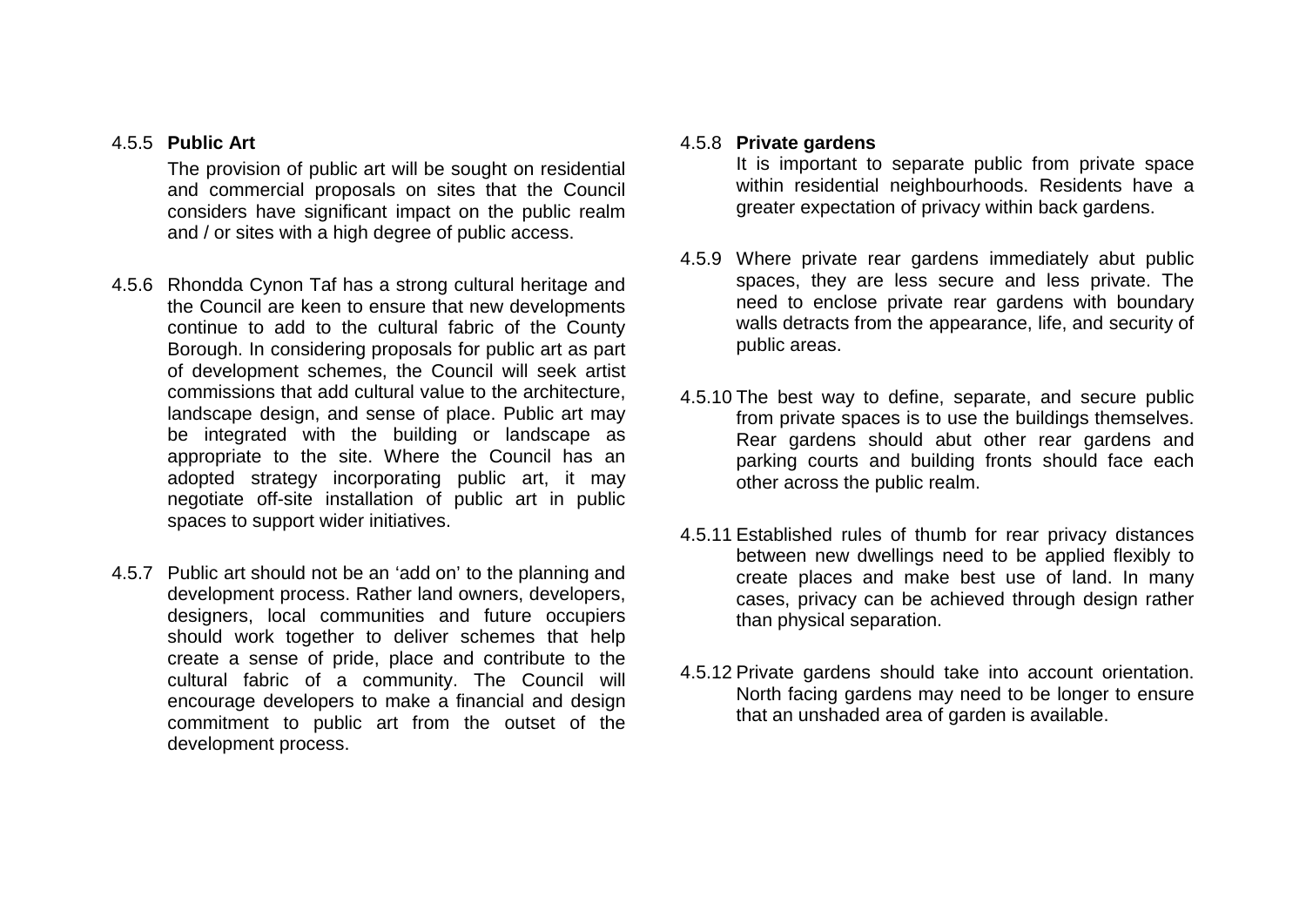4.5.5 **Public Art**

The provision of public art will be sought on residential and commercial proposals on sites that the Council considers have significant impact on the public realm and / or sites with a high degree of public access.

4.5.6 Rhondda Cynon Taf has a strong cultural heritage and the Council are keen to ensure that new developments continue to add to the cultural fabric of the County Borough. In considering proposals for public art as part of development schemes, the Council will seek artist commissions that add cultural value to the architecture, landscape design, and sense of place. Public art may be integrated with the building or landscape as appropriate to the site. Where the Council has an adopted strategy incorporating public art, it may negotiate off-site installation of public art in public spaces to support wider initiatives.

4.5.7 Public art should not be an 'add on' to the planning and development process. Rather land owners, developers, designers, local communities and future occupiers should work together to deliver schemes that help create a sense of pride, place and contribute to the cultural fabric of a community. The Council will encourage developers to make a financial and design commitment to public art from the outset of the development process.

4.5.8 **Private gardens**

It is important to separate public from private space within residential neighbourhoods. Residents have a greater expectation of privacy within back gardens.

4.5.9 Where private rear gardens immediately abut public spaces, they are less secure and less private. The need to enclose private rear gardens with boundary walls detracts from the appearance, life, and security of public areas.

4.5.10 The best way to define, separate, and secure public from private spaces is to use the buildings themselves. Rear gardens should abut other rear gardens and parking courts and building fronts should face each other across the public realm.

4.5.11 Established rules of thumb for rear privacy distances between new dwellings need to be applied flexibly to create places and make best use of land. In many cases, privacy can be achieved through design rather than physical separation.

4.5.12 Private gardens should take into account orientation. North facing gardens may need to be longer to ensure that an unshaded area of garden is available.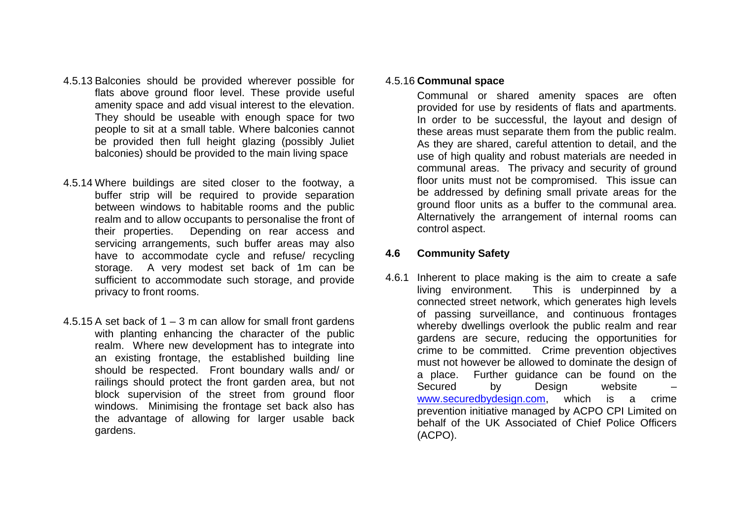4.5.13 Balconies should be provided wherever possible for flats above ground floor level. These provide useful amenity space and add visual interest to the elevation. They should be useable with enough space for two people to sit at a small table. Where balconies cannot be provided then full height glazing (possibly Juliet balconies) should be provided to the main living space

4.5.14 Where buildings are sited closer to the footway, a buffer strip will be required to provide separation between windows to habitable rooms and the public realm and to allow occupants to personalise the front of their properties. Depending on rear access and servicing arrangements, such buffer areas may also have to accommodate cycle and refuse/ recycling storage. A very modest set back of 1m can be sufficient to accommodate such storage, and provide privacy to front rooms.

4.5.15 A set back of 1 – 3 m can allow for small front gardens with planting enhancing the character of the public realm. Where new development has to integrate into an existing frontage, the established building line should be respected. Front boundary walls and/ or railings should protect the front garden area, but not block supervision of the street from ground floor windows. Minimising the frontage set back also has the advantage of allowing for larger usable back gardens.

4.5.16 **Communal space**

Communal or shared amenity spaces are often provided for use by residents of flats and apartments. In order to be successful, the layout and design of these areas must separate them from the public realm. As they are shared, careful attention to detail, and the use of high quality and robust materials are needed in communal areas. The privacy and security of ground floor units must not be compromised. This issue can be addressed by defining small private areas for the ground floor units as a buffer to the communal area. Alternatively the arrangement of internal rooms can control aspect.

## 4.6 Community Safety

4.6.1 Inherent to place making is the aim to create a safe living environment. This is underpinned by a connected street network, which generates high levels of passing surveillance, and continuous frontages whereby dwellings overlook the public realm and rear gardens are secure, reducing the opportunities for crime to be committed. Crime prevention objectives must not however be allowed to dominate the design of a place. Further guidance can be found on the Secured by Design website – www.securedbydesign.com, which is a crime prevention initiative managed by ACPO CPI Limited on behalf of the UK Associated of Chief Police Officers (ACPO).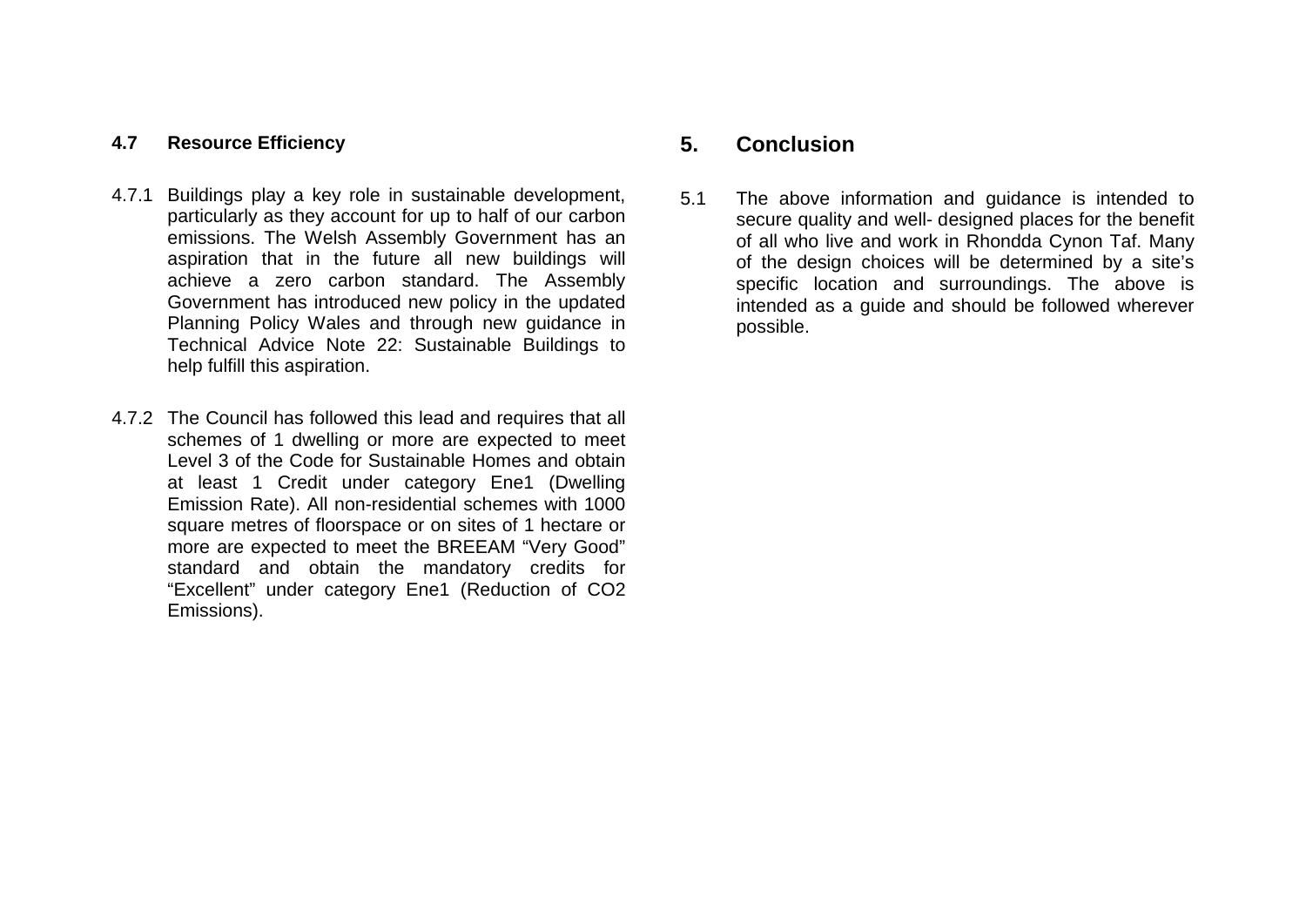### 4.7 Resource Efficiency

4.7.1 Buildings play a key role in sustainable development, particularly as they account for up to half of our carbon emissions. The Welsh Assembly Government has an aspiration that in the future all new buildings will achieve a zero carbon standard. The Assembly Government has introduced new policy in the updated Planning Policy Wales and through new guidance in Technical Advice Note 22: Sustainable Buildings to help fulfill this aspiration.

4.7.2 The Council has followed this lead and requires that all schemes of 1 dwelling or more are expected to meet Level 3 of the Code for Sustainable Homes and obtain at least 1 Credit under category Ene1 (Dwelling Emission Rate). All non-residential schemes with 1000 square metres of floorspace or on sites of 1 hectare or more are expected to meet the BREEAM "Very Good" standard and obtain the mandatory credits for "Excellent" under category Ene1 (Reduction of $CO_2$ Emissions).

## 5. Conclusion

5.1 The above information and guidance is intended to secure quality and well- designed places for the benefit of all who live and work in Rhondda Cynon Taf. Many of the design choices will be determined by a site's specific location and surroundings. The above is intended as a guide and should be followed wherever possible.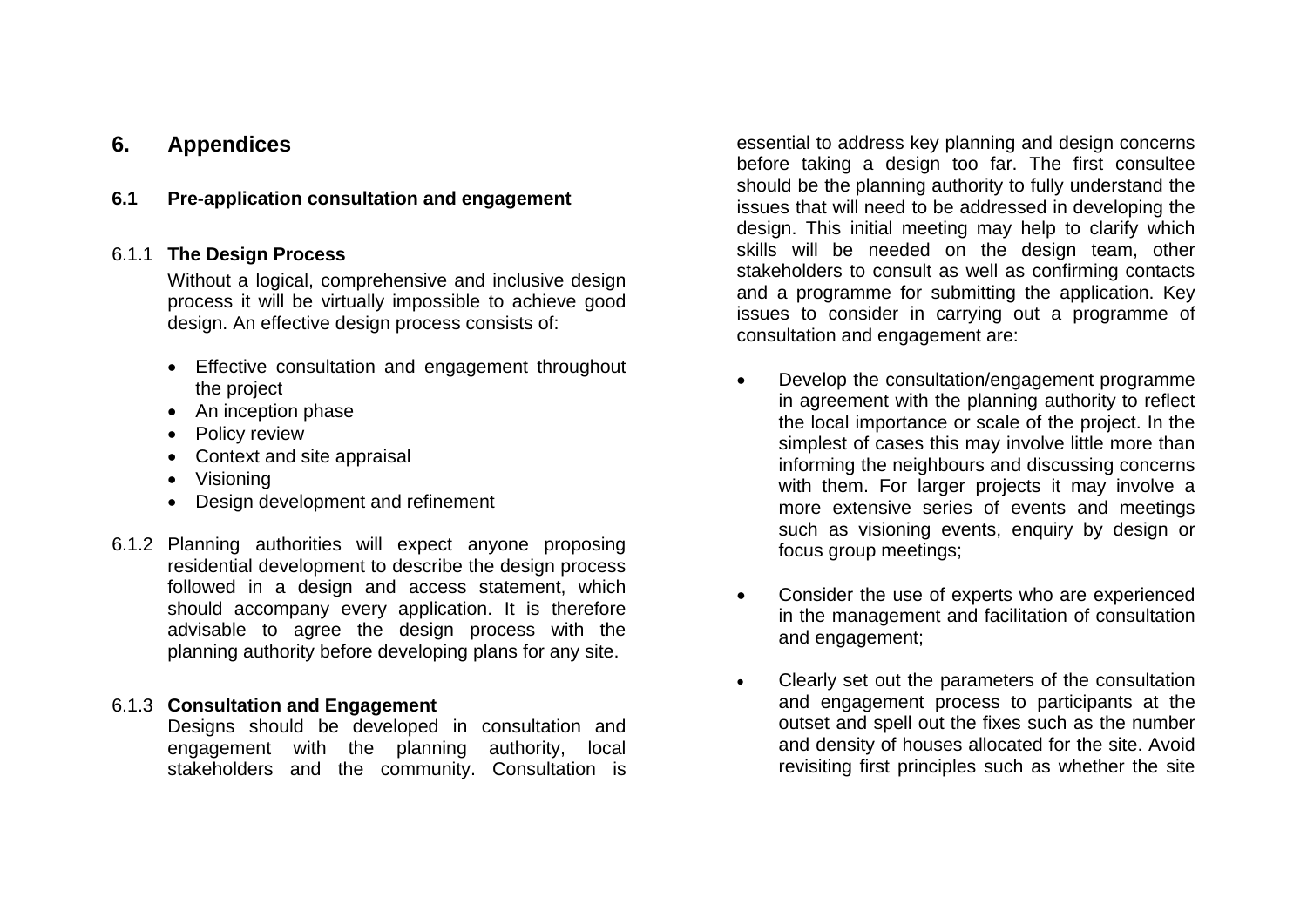# 6. Appendices

## 6.1 Pre-application consultation and engagement

### 6.1.1 The Design Process

Without a logical, comprehensive and inclusive design process it will be virtually impossible to achieve good design. An effective design process consists of:

- Effective consultation and engagement throughout the project
- An inception phase
- Policy review
- Context and site appraisal
- Visioning
- Design development and refinement

6.1.2 Planning authorities will expect anyone proposing residential development to describe the design process followed in a design and access statement, which should accompany every application. It is therefore advisable to agree the design process with the planning authority before developing plans for any site.

### 6.1.3 Consultation and Engagement

Designs should be developed in consultation and engagement with the planning authority, local stakeholders and the community. Consultation is essential to address key planning and design concerns before taking a design too far. The first consultee should be the planning authority to fully understand the issues that will need to be addressed in developing the design. This initial meeting may help to clarify which skills will be needed on the design team, other stakeholders to consult as well as confirming contacts and a programme for submitting the application. Key issues to consider in carrying out a programme of consultation and engagement are:

- Develop the consultation/engagement programme in agreement with the planning authority to reflect the local importance or scale of the project. In the simplest of cases this may involve little more than informing the neighbours and discussing concerns with them. For larger projects it may involve a more extensive series of events and meetings such as visioning events, enquiry by design or focus group meetings;

- Consider the use of experts who are experienced in the management and facilitation of consultation and engagement;

- Clearly set out the parameters of the consultation and engagement process to participants at the outset and spell out the fixes such as the number and density of houses allocated for the site. Avoid revisiting first principles such as whether the site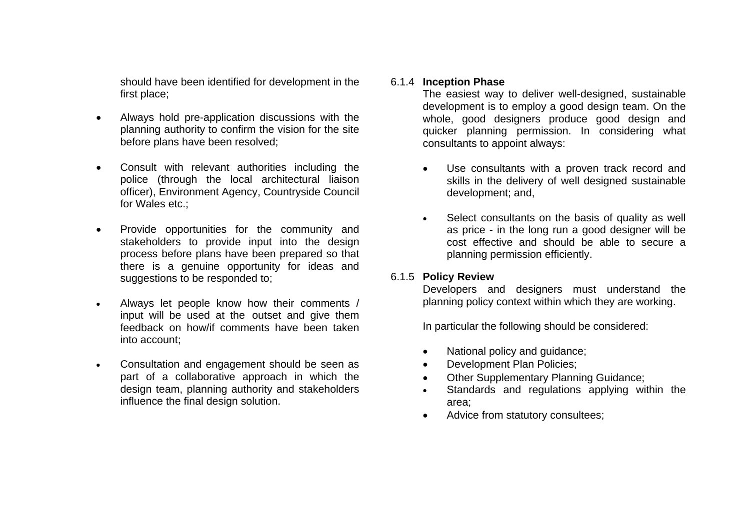should have been identified for development in the first place;

- Always hold pre-application discussions with the planning authority to confirm the vision for the site before plans have been resolved;

- Consult with relevant authorities including the police (through the local architectural liaison officer), Environment Agency, Countryside Council for Wales etc.;

- Provide opportunities for the community and stakeholders to provide input into the design process before plans have been prepared so that there is a genuine opportunity for ideas and suggestions to be responded to;

- Always let people know how their comments / input will be used at the outset and give them feedback on how/if comments have been taken into account;

- Consultation and engagement should be seen as part of a collaborative approach in which the design team, planning authority and stakeholders influence the final design solution.

### 6.1.4 Inception Phase

The easiest way to deliver well-designed, sustainable development is to employ a good design team. On the whole, good designers produce good design and quicker planning permission. In considering what consultants to appoint always:

- Use consultants with a proven track record and skills in the delivery of well designed sustainable development; and,

- Select consultants on the basis of quality as well as price - in the long run a good designer will be cost effective and should be able to secure a planning permission efficiently.

### 6.1.5 Policy Review

Developers and designers must understand the planning policy context within which they are working.

In particular the following should be considered:

- National policy and guidance;
- Development Plan Policies;
- Other Supplementary Planning Guidance;
- Standards and regulations applying within the area;
- Advice from statutory consultees;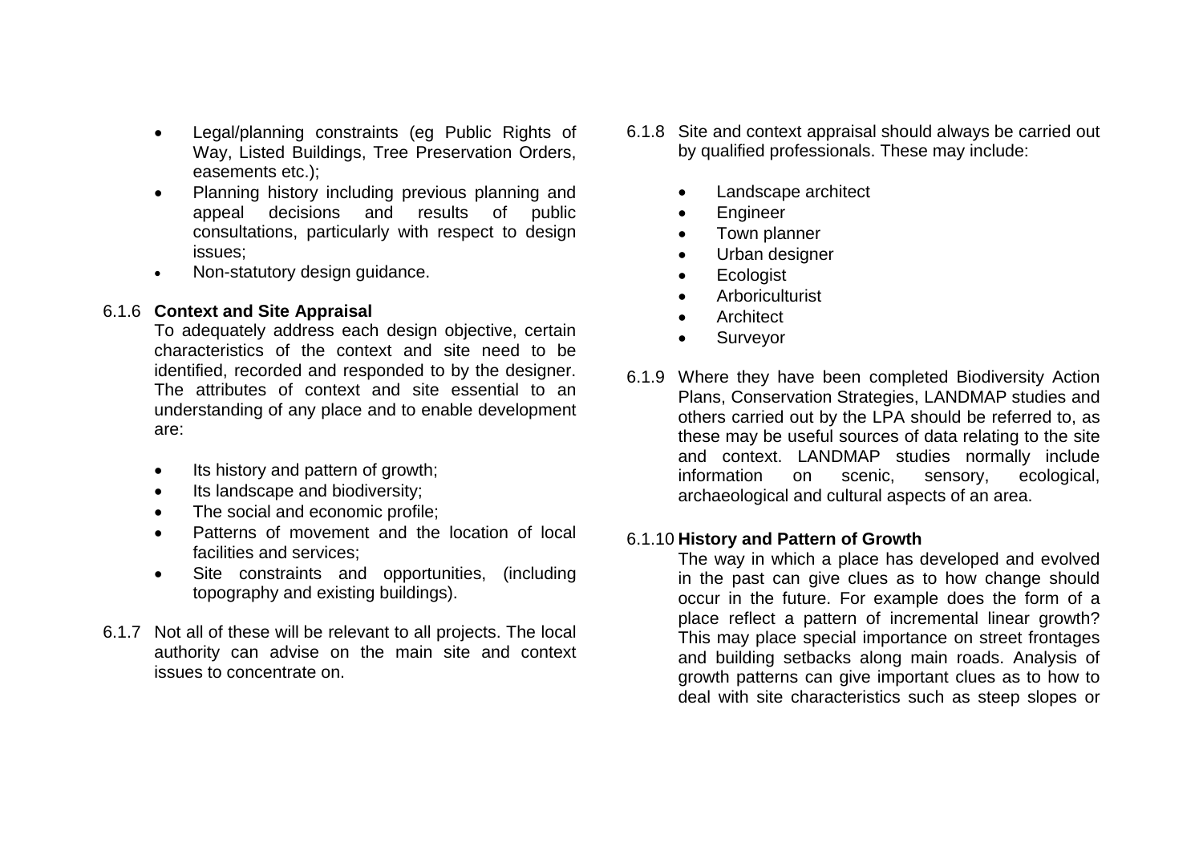- Legal/planning constraints (eg Public Rights of Way, Listed Buildings, Tree Preservation Orders, easements etc.);
- Planning history including previous planning and appeal decisions and results of public consultations, particularly with respect to design issues;
- Non-statutory design guidance.

6.1.6 **Context and Site Appraisal**

To adequately address each design objective, certain characteristics of the context and site need to be identified, recorded and responded to by the designer. The attributes of context and site essential to an understanding of any place and to enable development are:

- Its history and pattern of growth;
- Its landscape and biodiversity;
- The social and economic profile;
- Patterns of movement and the location of local facilities and services;
- Site constraints and opportunities, (including topography and existing buildings).

6.1.7 Not all of these will be relevant to all projects. The local authority can advise on the main site and context issues to concentrate on.

6.1.8 Site and context appraisal should always be carried out by qualified professionals. These may include:

- Landscape architect
- Engineer
- Town planner
- Urban designer
- Ecologist
- Arboriculturist
- Architect
- Surveyor

6.1.9 Where they have been completed Biodiversity Action Plans, Conservation Strategies, LANDMAP studies and others carried out by the LPA should be referred to, as these may be useful sources of data relating to the site and context. LANDMAP studies normally include information on scenic, sensory, ecological, archaeological and cultural aspects of an area.

6.1.10 **History and Pattern of Growth**

The way in which a place has developed and evolved in the past can give clues as to how change should occur in the future. For example does the form of a place reflect a pattern of incremental linear growth? This may place special importance on street frontages and building setbacks along main roads. Analysis of growth patterns can give important clues as to how to deal with site characteristics such as steep slopes or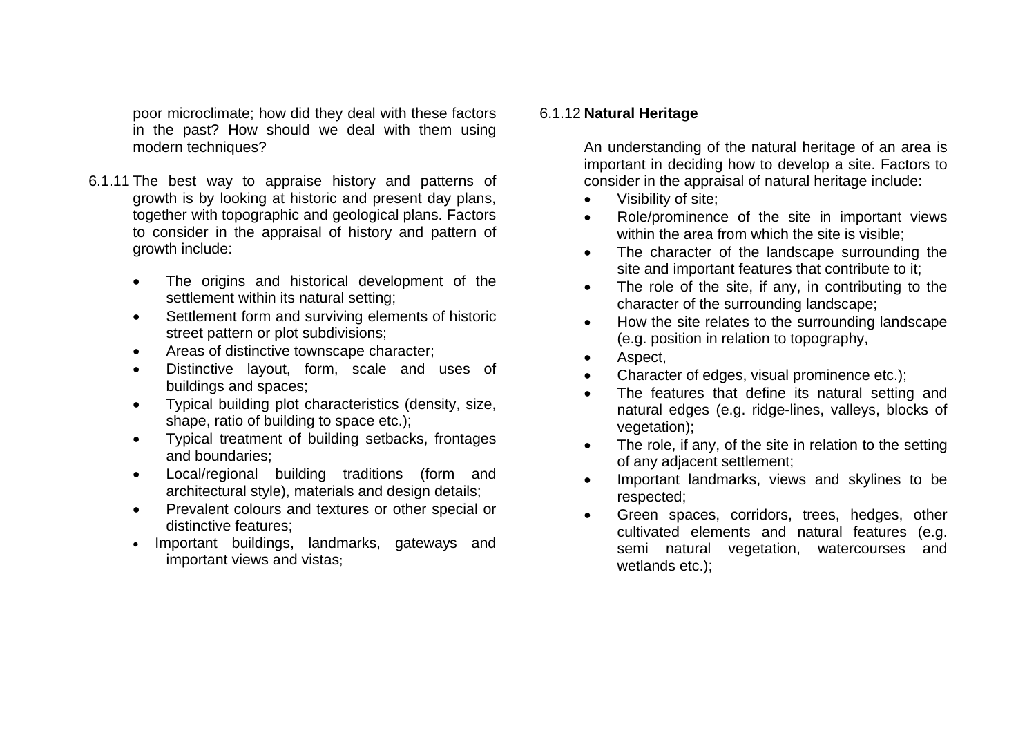poor microclimate; how did they deal with these factors in the past? How should we deal with them using modern techniques?

6.1.11 The best way to appraise history and patterns of growth is by looking at historic and present day plans, together with topographic and geological plans. Factors to consider in the appraisal of history and pattern of growth include:

- The origins and historical development of the settlement within its natural setting;
- Settlement form and surviving elements of historic street pattern or plot subdivisions;
- Areas of distinctive townscape character;
- Distinctive layout, form, scale and uses of buildings and spaces;
- Typical building plot characteristics (density, size, shape, ratio of building to space etc.);
- Typical treatment of building setbacks, frontages and boundaries;
- Local/regional building traditions (form and architectural style), materials and design details;
- Prevalent colours and textures or other special or distinctive features;
- Important buildings, landmarks, gateways and important views and vistas;

6.1.12 **Natural Heritage**

An understanding of the natural heritage of an area is important in deciding how to develop a site. Factors to consider in the appraisal of natural heritage include:

- Visibility of site;
- Role/prominence of the site in important views within the area from which the site is visible;
- The character of the landscape surrounding the site and important features that contribute to it;
- The role of the site, if any, in contributing to the character of the surrounding landscape;
- How the site relates to the surrounding landscape (e.g. position in relation to topography,
- Aspect,
- Character of edges, visual prominence etc.);
- The features that define its natural setting and natural edges (e.g. ridge-lines, valleys, blocks of vegetation);
- The role, if any, of the site in relation to the setting of any adjacent settlement;
- Important landmarks, views and skylines to be respected;
- Green spaces, corridors, trees, hedges, other cultivated elements and natural features (e.g. semi natural vegetation, watercourses and wetlands etc.);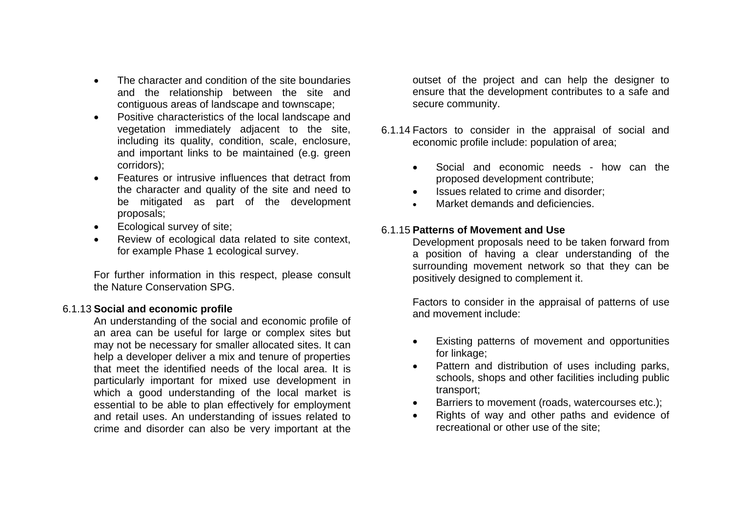- The character and condition of the site boundaries and the relationship between the site and contiguous areas of landscape and townscape;
- Positive characteristics of the local landscape and vegetation immediately adjacent to the site, including its quality, condition, scale, enclosure, and important links to be maintained (e.g. green corridors);
- Features or intrusive influences that detract from the character and quality of the site and need to be mitigated as part of the development proposals;
- Ecological survey of site;
- Review of ecological data related to site context, for example Phase 1 ecological survey.

For further information in this respect, please consult the Nature Conservation SPG.

6.1.13 **Social and economic profile**

An understanding of the social and economic profile of an area can be useful for large or complex sites but may not be necessary for smaller allocated sites. It can help a developer deliver a mix and tenure of properties that meet the identified needs of the local area. It is particularly important for mixed use development in which a good understanding of the local market is essential to be able to plan effectively for employment and retail uses. An understanding of issues related to crime and disorder can also be very important at the outset of the project and can help the designer to ensure that the development contributes to a safe and secure community.

6.1.14 Factors to consider in the appraisal of social and economic profile include: population of area;

- Social and economic needs - how can the proposed development contribute;
- Issues related to crime and disorder;
- Market demands and deficiencies.

6.1.15 **Patterns of Movement and Use**

Development proposals need to be taken forward from a position of having a clear understanding of the surrounding movement network so that they can be positively designed to complement it.

Factors to consider in the appraisal of patterns of use and movement include:

- Existing patterns of movement and opportunities for linkage;
- Pattern and distribution of uses including parks, schools, shops and other facilities including public transport;
- Barriers to movement (roads, watercourses etc.);
- Rights of way and other paths and evidence of recreational or other use of the site;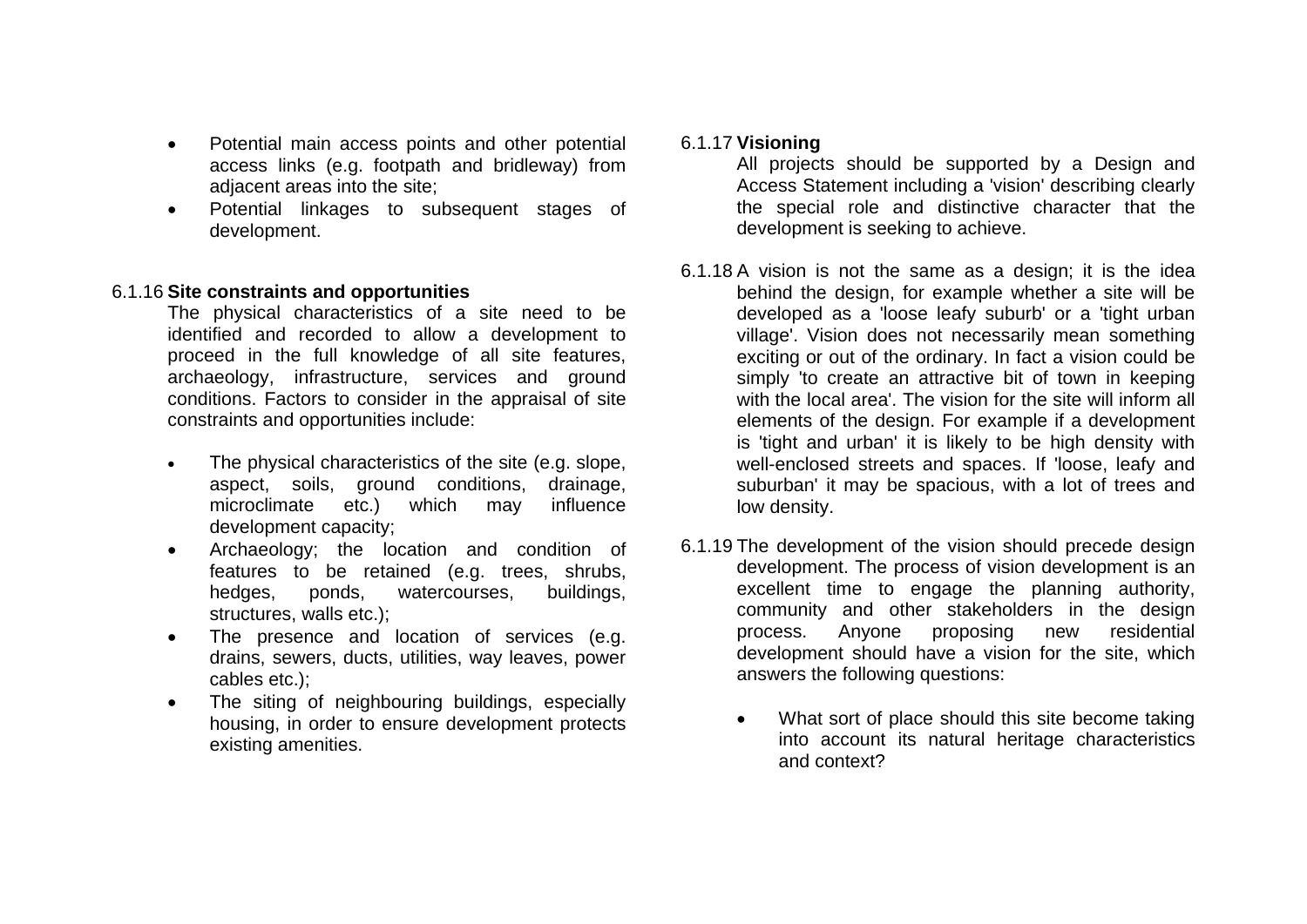- Potential main access points and other potential access links (e.g. footpath and bridleway) from adjacent areas into the site;
- Potential linkages to subsequent stages of development.

6.1.16 **Site constraints and opportunities**

The physical characteristics of a site need to be identified and recorded to allow a development to proceed in the full knowledge of all site features, archaeology, infrastructure, services and ground conditions. Factors to consider in the appraisal of site constraints and opportunities include:

- The physical characteristics of the site (e.g. slope, aspect, soils, ground conditions, drainage, microclimate etc.) which may influence development capacity;
- Archaeology; the location and condition of features to be retained (e.g. trees, shrubs, hedges, ponds, watercourses, buildings, structures, walls etc.);
- The presence and location of services (e.g. drains, sewers, ducts, utilities, way leaves, power cables etc.);
- The siting of neighbouring buildings, especially housing, in order to ensure development protects existing amenities.

6.1.17 **Visioning**

All projects should be supported by a Design and Access Statement including a 'vision' describing clearly the special role and distinctive character that the development is seeking to achieve.

6.1.18 A vision is not the same as a design; it is the idea behind the design, for example whether a site will be developed as a 'loose leafy suburb' or a 'tight urban village'. Vision does not necessarily mean something exciting or out of the ordinary. In fact a vision could be simply 'to create an attractive bit of town in keeping with the local area'. The vision for the site will inform all elements of the design. For example if a development is 'tight and urban' it is likely to be high density with well-enclosed streets and spaces. If 'loose, leafy and suburban' it may be spacious, with a lot of trees and low density.

6.1.19 The development of the vision should precede design development. The process of vision development is an excellent time to engage the planning authority, community and other stakeholders in the design process. Anyone proposing new residential development should have a vision for the site, which answers the following questions:

- What sort of place should this site become taking into account its natural heritage characteristics and context?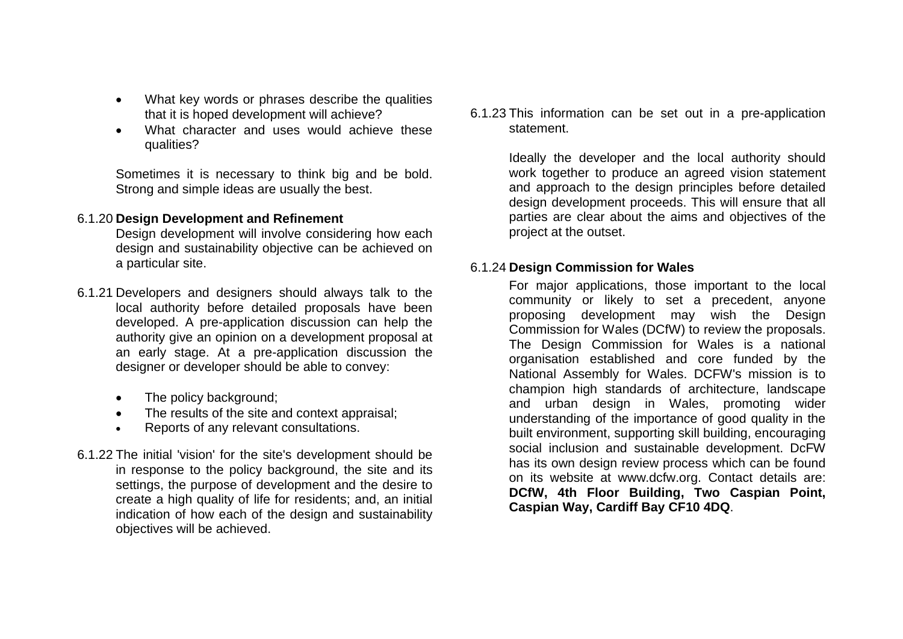- What key words or phrases describe the qualities that it is hoped development will achieve?
- What character and uses would achieve these qualities?

Sometimes it is necessary to think big and be bold. Strong and simple ideas are usually the best.

6.1.20 **Design Development and Refinement**

Design development will involve considering how each design and sustainability objective can be achieved on a particular site.

6.1.21 Developers and designers should always talk to the local authority before detailed proposals have been developed. A pre-application discussion can help the authority give an opinion on a development proposal at an early stage. At a pre-application discussion the designer or developer should be able to convey:

- The policy background;
- The results of the site and context appraisal;
- Reports of any relevant consultations.

6.1.22 The initial 'vision' for the site's development should be in response to the policy background, the site and its settings, the purpose of development and the desire to create a high quality of life for residents; and, an initial indication of how each of the design and sustainability objectives will be achieved.

6.1.23 This information can be set out in a pre-application statement.

Ideally the developer and the local authority should work together to produce an agreed vision statement and approach to the design principles before detailed design development proceeds. This will ensure that all parties are clear about the aims and objectives of the project at the outset.

6.1.24 **Design Commission for Wales**

For major applications, those important to the local community or likely to set a precedent, anyone proposing development may wish the Design Commission for Wales (DCfW) to review the proposals. The Design Commission for Wales is a national organisation established and core funded by the National Assembly for Wales. DCFW's mission is to champion high standards of architecture, landscape and urban design in Wales, promoting wider understanding of the importance of good quality in the built environment, supporting skill building, encouraging social inclusion and sustainable development. DcFW has its own design review process which can be found on its website at www.dcfw.org. Contact details are: **DCfW, 4th Floor Building, Two Caspian Point, Caspian Way, Cardiff Bay CF10 4DQ**.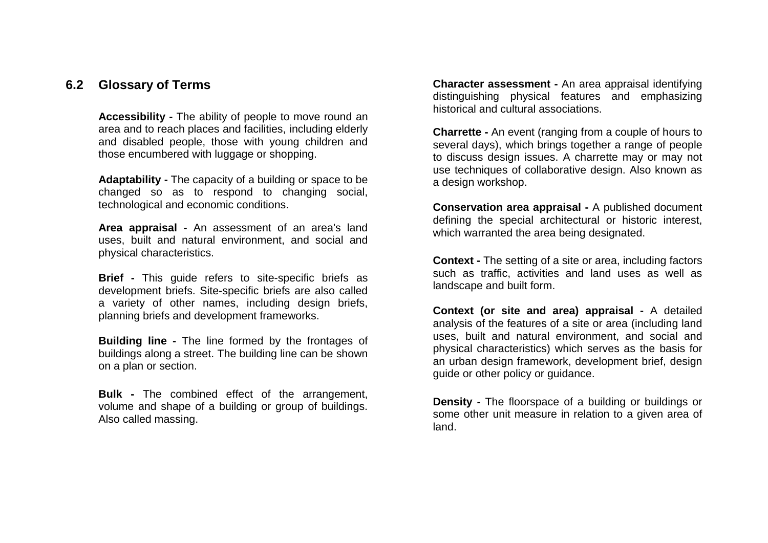## 6.2 Glossary of Terms

**Accessibility -** The ability of people to move round an area and to reach places and facilities, including elderly and disabled people, those with young children and those encumbered with luggage or shopping.

**Adaptability -** The capacity of a building or space to be changed so as to respond to changing social, technological and economic conditions.

**Area appraisal -** An assessment of an area's land uses, built and natural environment, and social and physical characteristics.

**Brief -** This guide refers to site-specific briefs as development briefs. Site-specific briefs are also called a variety of other names, including design briefs, planning briefs and development frameworks.

**Building line -** The line formed by the frontages of buildings along a street. The building line can be shown on a plan or section.

**Bulk -** The combined effect of the arrangement, volume and shape of a building or group of buildings. Also called massing.

**Character assessment -** An area appraisal identifying distinguishing physical features and emphasizing historical and cultural associations.

**Charrette -** An event (ranging from a couple of hours to several days), which brings together a range of people to discuss design issues. A charrette may or may not use techniques of collaborative design. Also known as a design workshop.

**Conservation area appraisal -** A published document defining the special architectural or historic interest, which warranted the area being designated.

**Context -** The setting of a site or area, including factors such as traffic, activities and land uses as well as landscape and built form.

**Context (or site and area) appraisal -** A detailed analysis of the features of a site or area (including land uses, built and natural environment, and social and physical characteristics) which serves as the basis for an urban design framework, development brief, design guide or other policy or guidance.

**Density -** The floorspace of a building or buildings or some other unit measure in relation to a given area of land.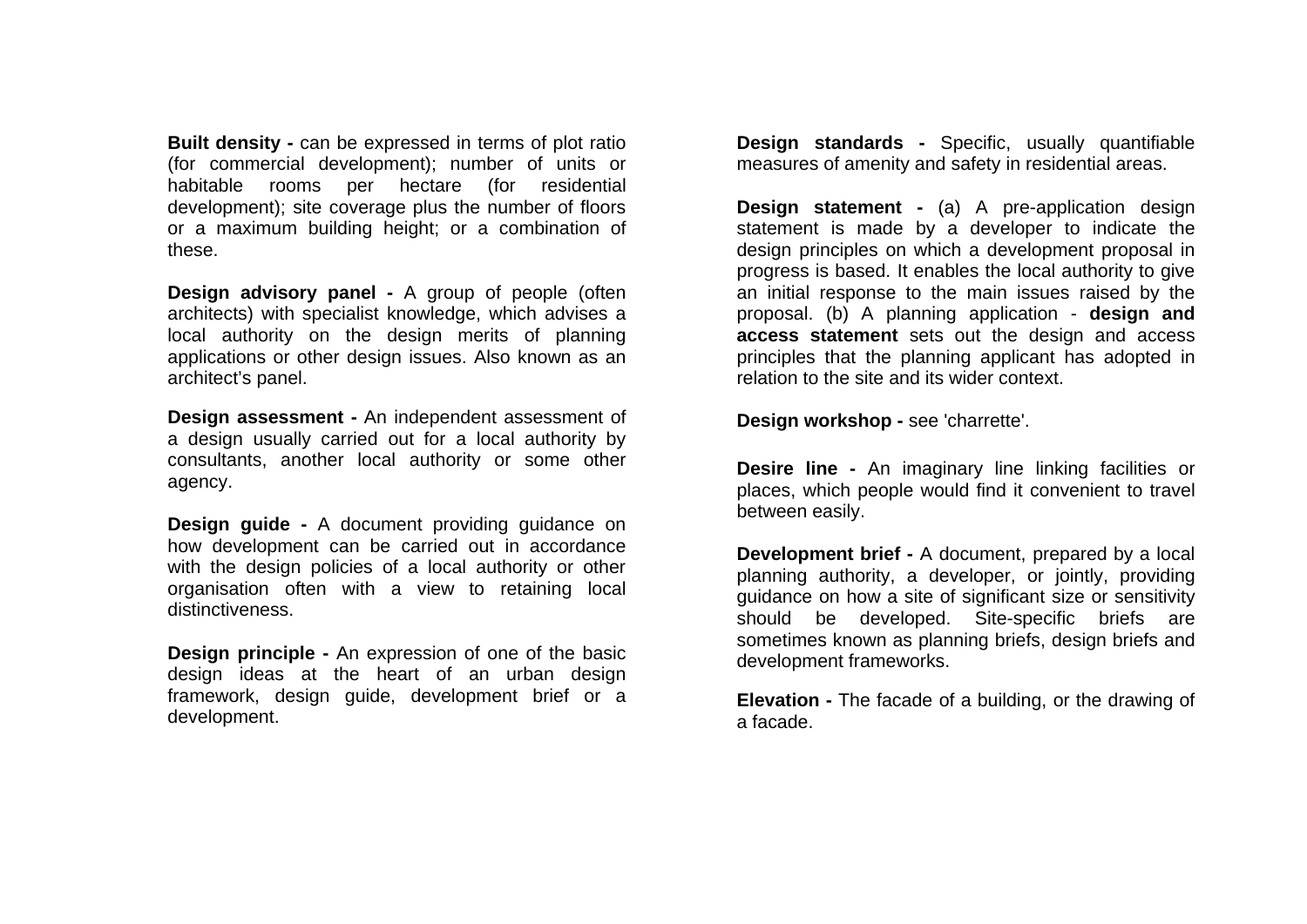**Built density -** can be expressed in terms of plot ratio (for commercial development); number of units or habitable rooms per hectare (for residential development); site coverage plus the number of floors or a maximum building height; or a combination of these.

**Design advisory panel -** A group of people (often architects) with specialist knowledge, which advises a local authority on the design merits of planning applications or other design issues. Also known as an architect's panel.

**Design assessment -** An independent assessment of a design usually carried out for a local authority by consultants, another local authority or some other agency.

**Design guide -** A document providing guidance on how development can be carried out in accordance with the design policies of a local authority or other organisation often with a view to retaining local distinctiveness.

**Design principle -** An expression of one of the basic design ideas at the heart of an urban design framework, design guide, development brief or a development.

**Design standards -** Specific, usually quantifiable measures of amenity and safety in residential areas.

**Design statement -** (a) A pre-application design statement is made by a developer to indicate the design principles on which a development proposal in progress is based. It enables the local authority to give an initial response to the main issues raised by the proposal. (b) A planning application - **design and access statement** sets out the design and access principles that the planning applicant has adopted in relation to the site and its wider context.

**Design workshop -** see 'charrette'.

**Desire line -** An imaginary line linking facilities or places, which people would find it convenient to travel between easily.

**Development brief -** A document, prepared by a local planning authority, a developer, or jointly, providing guidance on how a site of significant size or sensitivity should be developed. Site-specific briefs are sometimes known as planning briefs, design briefs and development frameworks.

**Elevation -** The facade of a building, or the drawing of a facade.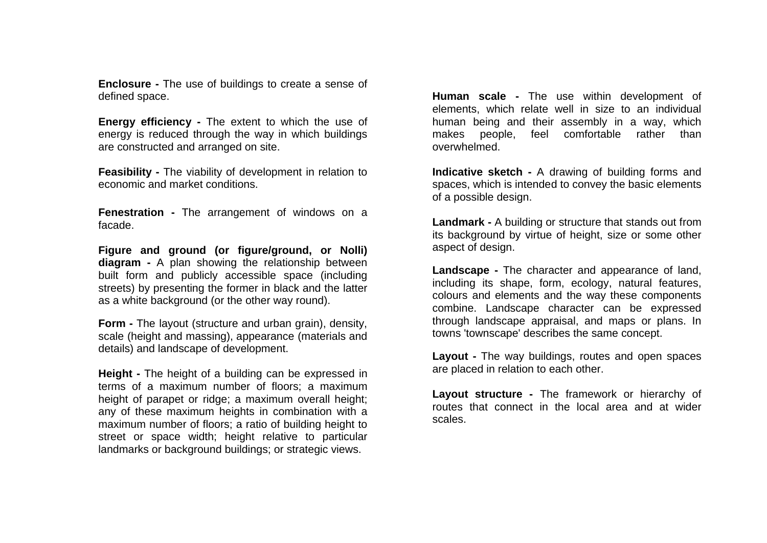**Enclosure -** The use of buildings to create a sense of defined space.

**Energy efficiency -** The extent to which the use of energy is reduced through the way in which buildings are constructed and arranged on site.

**Feasibility -** The viability of development in relation to economic and market conditions.

**Fenestration -** The arrangement of windows on a facade.

**Figure and ground (or figure/ground, or Nolli) diagram -** A plan showing the relationship between built form and publicly accessible space (including streets) by presenting the former in black and the latter as a white background (or the other way round).

**Form -** The layout (structure and urban grain), density, scale (height and massing), appearance (materials and details) and landscape of development.

**Height -** The height of a building can be expressed in terms of a maximum number of floors; a maximum height of parapet or ridge; a maximum overall height; any of these maximum heights in combination with a maximum number of floors; a ratio of building height to street or space width; height relative to particular landmarks or background buildings; or strategic views.

**Human scale -** The use within development of elements, which relate well in size to an individual human being and their assembly in a way, which makes people, feel comfortable rather than overwhelmed.

**Indicative sketch -** A drawing of building forms and spaces, which is intended to convey the basic elements of a possible design.

**Landmark -** A building or structure that stands out from its background by virtue of height, size or some other aspect of design.

**Landscape -** The character and appearance of land, including its shape, form, ecology, natural features, colours and elements and the way these components combine. Landscape character can be expressed through landscape appraisal, and maps or plans. In towns 'townscape' describes the same concept.

**Layout -** The way buildings, routes and open spaces are placed in relation to each other.

**Layout structure -** The framework or hierarchy of routes that connect in the local area and at wider scales.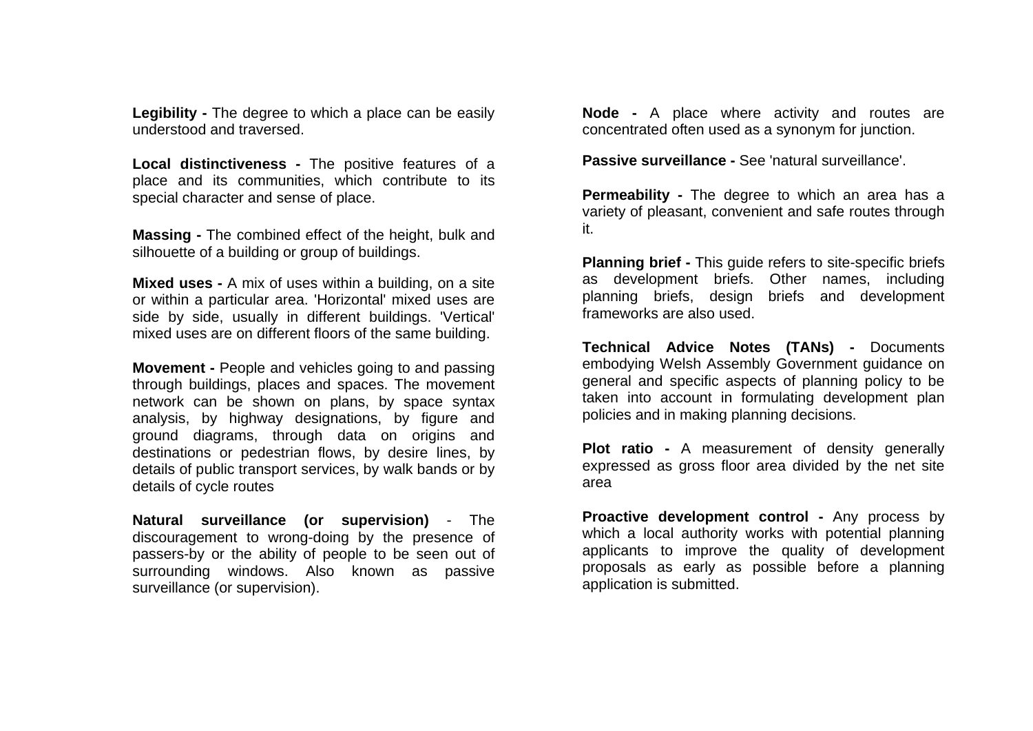**Legibility -** The degree to which a place can be easily understood and traversed.

**Local distinctiveness -** The positive features of a place and its communities, which contribute to its special character and sense of place.

**Massing -** The combined effect of the height, bulk and silhouette of a building or group of buildings.

**Mixed uses -** A mix of uses within a building, on a site or within a particular area. 'Horizontal' mixed uses are side by side, usually in different buildings. 'Vertical' mixed uses are on different floors of the same building.

**Movement -** People and vehicles going to and passing through buildings, places and spaces. The movement network can be shown on plans, by space syntax analysis, by highway designations, by figure and ground diagrams, through data on origins and destinations or pedestrian flows, by desire lines, by details of public transport services, by walk bands or by details of cycle routes

**Natural surveillance (or supervision)** - The discouragement to wrong-doing by the presence of passers-by or the ability of people to be seen out of surrounding windows. Also known as passive surveillance (or supervision).

**Node -** A place where activity and routes are concentrated often used as a synonym for junction.

**Passive surveillance -** See 'natural surveillance'.

**Permeability -** The degree to which an area has a variety of pleasant, convenient and safe routes through it.

**Planning brief -** This guide refers to site-specific briefs as development briefs. Other names, including planning briefs, design briefs and development frameworks are also used.

**Technical Advice Notes (TANs) -** Documents embodying Welsh Assembly Government guidance on general and specific aspects of planning policy to be taken into account in formulating development plan policies and in making planning decisions.

**Plot ratio -** A measurement of density generally expressed as gross floor area divided by the net site area

**Proactive development control -** Any process by which a local authority works with potential planning applicants to improve the quality of development proposals as early as possible before a planning application is submitted.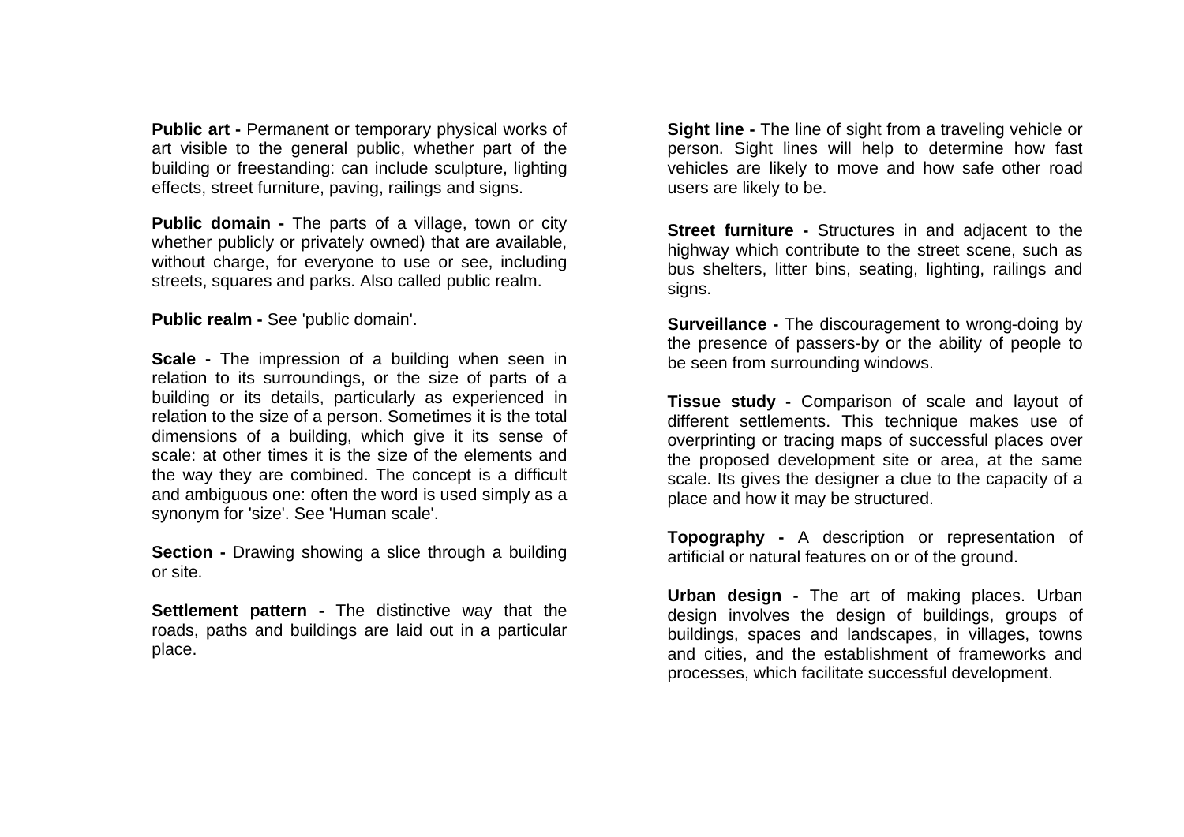**Public art -** Permanent or temporary physical works of art visible to the general public, whether part of the building or freestanding: can include sculpture, lighting effects, street furniture, paving, railings and signs.

**Public domain -** The parts of a village, town or city whether publicly or privately owned) that are available, without charge, for everyone to use or see, including streets, squares and parks. Also called public realm.

**Public realm -** See 'public domain'.

**Scale -** The impression of a building when seen in relation to its surroundings, or the size of parts of a building or its details, particularly as experienced in relation to the size of a person. Sometimes it is the total dimensions of a building, which give it its sense of scale: at other times it is the size of the elements and the way they are combined. The concept is a difficult and ambiguous one: often the word is used simply as a synonym for 'size'. See 'Human scale'.

**Section -** Drawing showing a slice through a building or site.

**Settlement pattern -** The distinctive way that the roads, paths and buildings are laid out in a particular place.

**Sight line -** The line of sight from a traveling vehicle or person. Sight lines will help to determine how fast vehicles are likely to move and how safe other road users are likely to be.

**Street furniture -** Structures in and adjacent to the highway which contribute to the street scene, such as bus shelters, litter bins, seating, lighting, railings and signs.

**Surveillance -** The discouragement to wrong-doing by the presence of passers-by or the ability of people to be seen from surrounding windows.

**Tissue study -** Comparison of scale and layout of different settlements. This technique makes use of overprinting or tracing maps of successful places over the proposed development site or area, at the same scale. Its gives the designer a clue to the capacity of a place and how it may be structured.

**Topography -** A description or representation of artificial or natural features on or of the ground.

**Urban design -** The art of making places. Urban design involves the design of buildings, groups of buildings, spaces and landscapes, in villages, towns and cities, and the establishment of frameworks and processes, which facilitate successful development.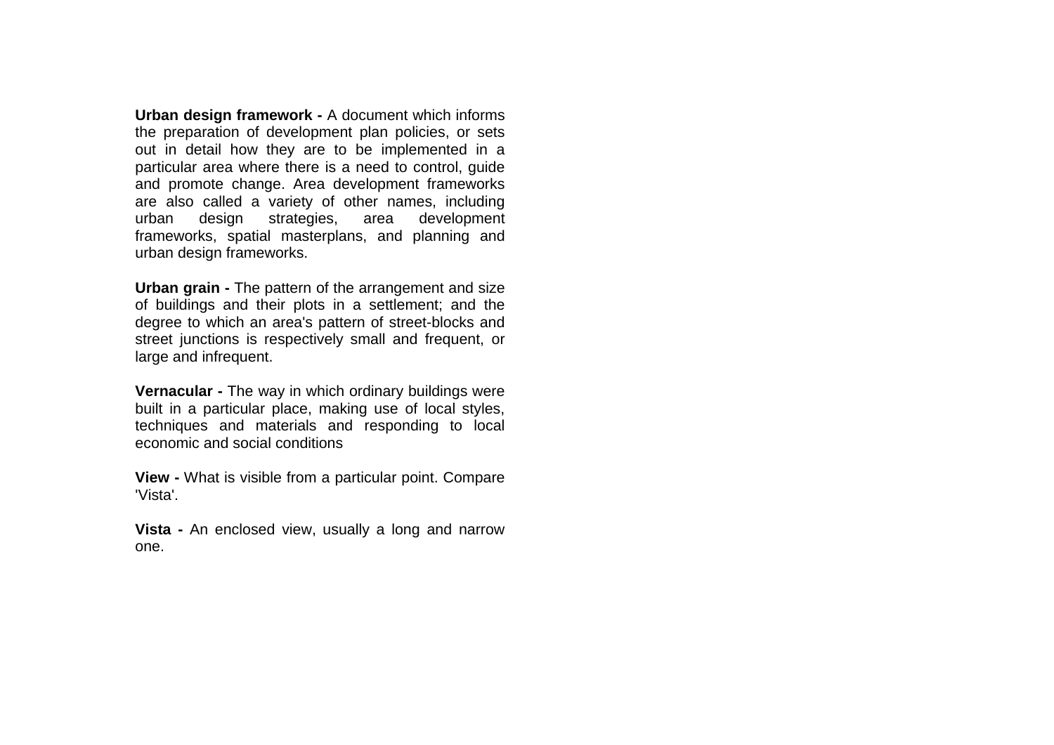**Urban design framework -** A document which informs the preparation of development plan policies, or sets out in detail how they are to be implemented in a particular area where there is a need to control, guide and promote change. Area development frameworks are also called a variety of other names, including urban design strategies, area development frameworks, spatial masterplans, and planning and urban design frameworks.

**Urban grain -** The pattern of the arrangement and size of buildings and their plots in a settlement; and the degree to which an area's pattern of street-blocks and street junctions is respectively small and frequent, or large and infrequent.

**Vernacular -** The way in which ordinary buildings were built in a particular place, making use of local styles, techniques and materials and responding to local economic and social conditions

**View -** What is visible from a particular point. Compare 'Vista'.

**Vista -** An enclosed view, usually a long and narrow one.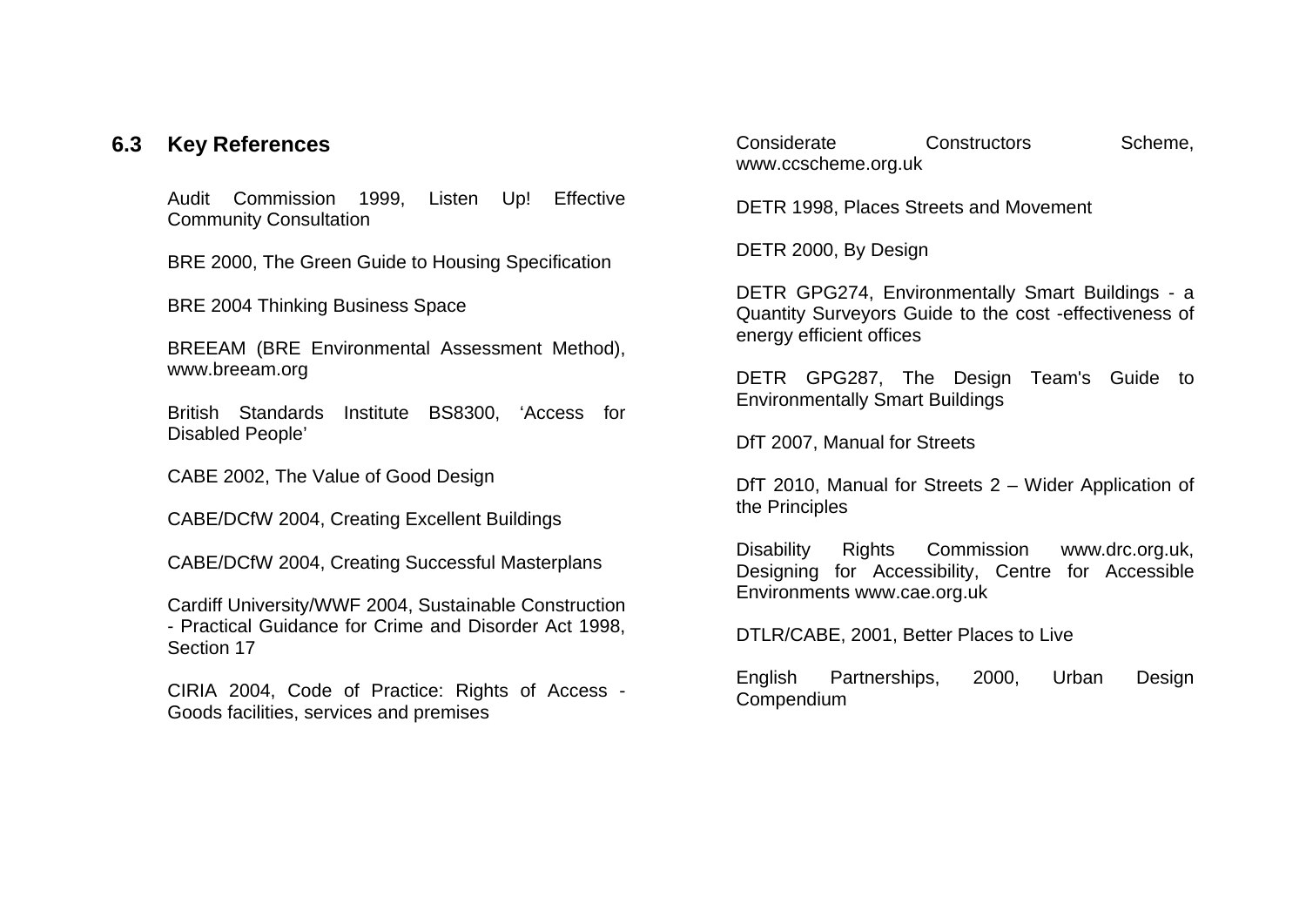## 6.3 Key References

Audit Commission 1999, Listen Up! Effective Community Consultation

BRE 2000, The Green Guide to Housing Specification

BRE 2004 Thinking Business Space

BREEAM (BRE Environmental Assessment Method), www.breeam.org

British Standards Institute BS8300, 'Access for Disabled People'

CABE 2002, The Value of Good Design

CABE/DCfW 2004, Creating Excellent Buildings

CABE/DCfW 2004, Creating Successful Masterplans

Cardiff University/WWF 2004, Sustainable Construction - Practical Guidance for Crime and Disorder Act 1998, Section 17

CIRIA 2004, Code of Practice: Rights of Access - Goods facilities, services and premises

Considerate Constructors Scheme, www.ccscheme.org.uk

DETR 1998, Places Streets and Movement

DETR 2000, By Design

DETR GPG274, Environmentally Smart Buildings - a Quantity Surveyors Guide to the cost -effectiveness of energy efficient offices

DETR GPG287, The Design Team's Guide to Environmentally Smart Buildings

DfT 2007, Manual for Streets

DfT 2010, Manual for Streets 2 – Wider Application of the Principles

Disability Rights Commission www.drc.org.uk, Designing for Accessibility, Centre for Accessible Environments www.cae.org.uk

DTLR/CABE, 2001, Better Places to Live

English Partnerships, 2000, Urban Design Compendium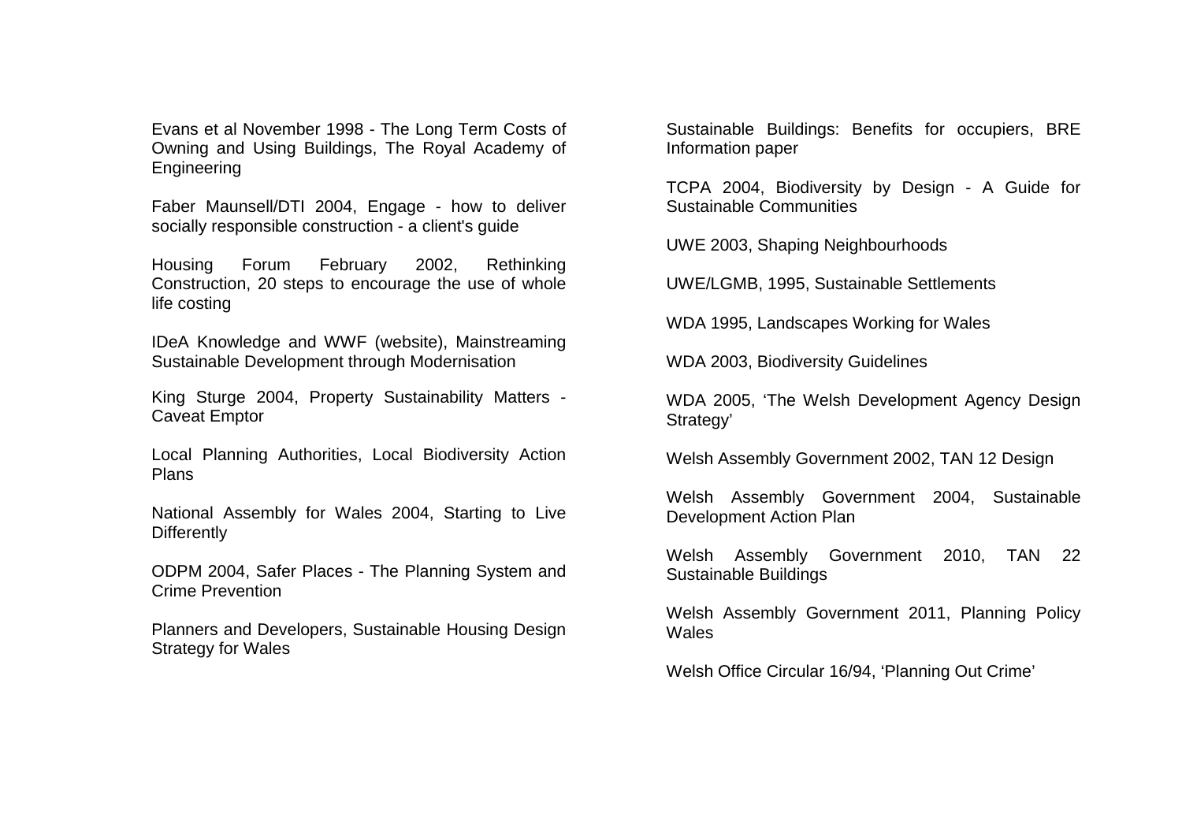Evans et al November 1998 - The Long Term Costs of Owning and Using Buildings, The Royal Academy of Engineering

Faber Maunsell/DTI 2004, Engage - how to deliver socially responsible construction - a client's guide

Housing Forum February 2002, Rethinking Construction, 20 steps to encourage the use of whole life costing

IDeA Knowledge and WWF (website), Mainstreaming Sustainable Development through Modernisation

King Sturge 2004, Property Sustainability Matters - Caveat Emptor

Local Planning Authorities, Local Biodiversity Action Plans

National Assembly for Wales 2004, Starting to Live Differently

ODPM 2004, Safer Places - The Planning System and Crime Prevention

Planners and Developers, Sustainable Housing Design Strategy for Wales

Sustainable Buildings: Benefits for occupiers, BRE Information paper

TCPA 2004, Biodiversity by Design - A Guide for Sustainable Communities

UWE 2003, Shaping Neighbourhoods

UWE/LGMB, 1995, Sustainable Settlements

WDA 1995, Landscapes Working for Wales

WDA 2003, Biodiversity Guidelines

WDA 2005, 'The Welsh Development Agency Design Strategy'

Welsh Assembly Government 2002, TAN 12 Design

Welsh Assembly Government 2004, Sustainable Development Action Plan

Welsh Assembly Government 2010, TAN 22 Sustainable Buildings

Welsh Assembly Government 2011, Planning Policy Wales

Welsh Office Circular 16/94, 'Planning Out Crime'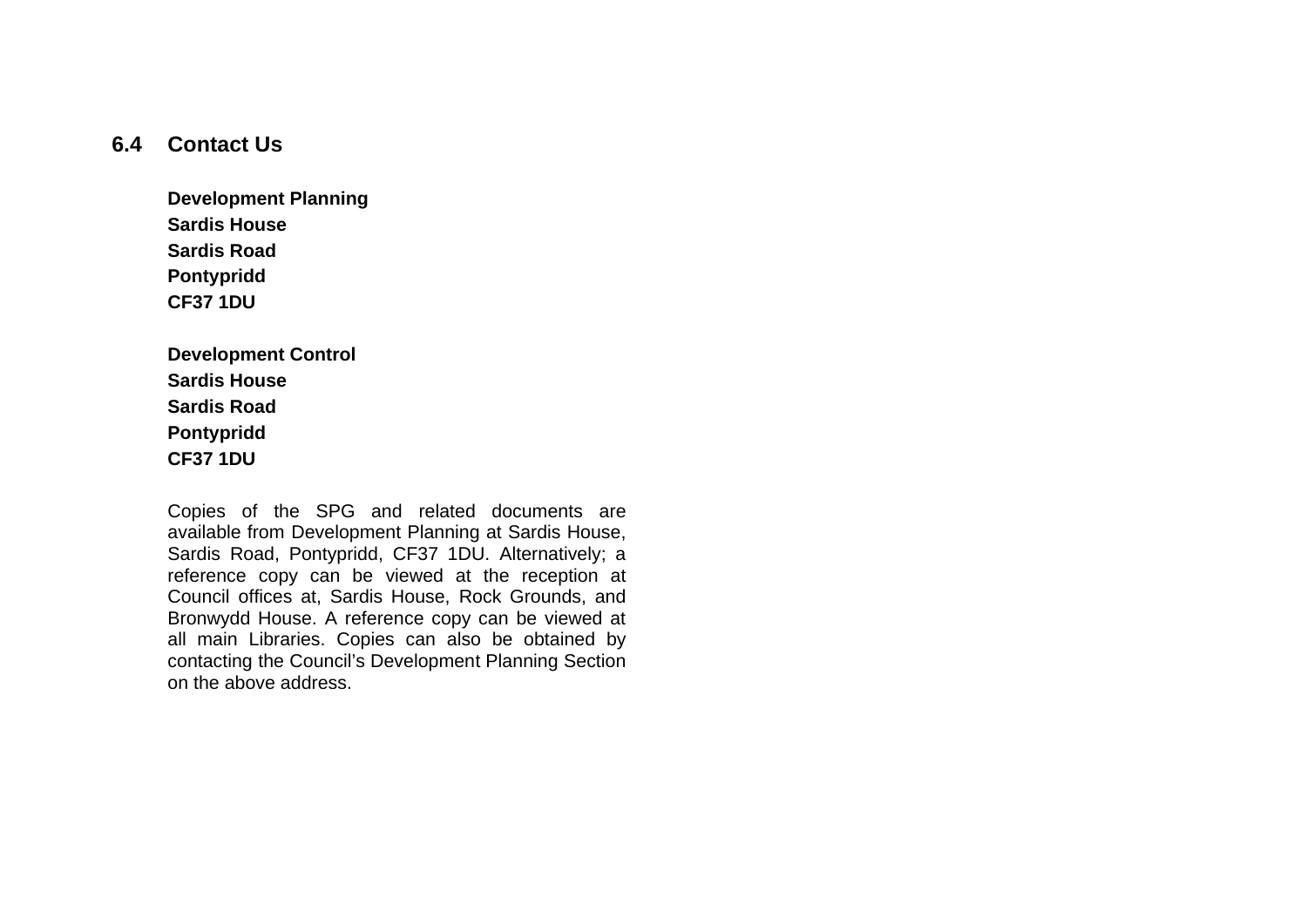## 6.4 Contact Us

**Development Planning**
**Sardis House**
**Sardis Road**
**Pontypridd**
**CF37 1DU**

**Development Control**
**Sardis House**
**Sardis Road**
**Pontypridd**
**CF37 1DU**

Copies of the SPG and related documents are available from Development Planning at Sardis House, Sardis Road, Pontypridd, CF37 1DU. Alternatively; a reference copy can be viewed at the reception at Council offices at, Sardis House, Rock Grounds, and Bronwydd House. A reference copy can be viewed at all main Libraries. Copies can also be obtained by contacting the Council's Development Planning Section on the above address.